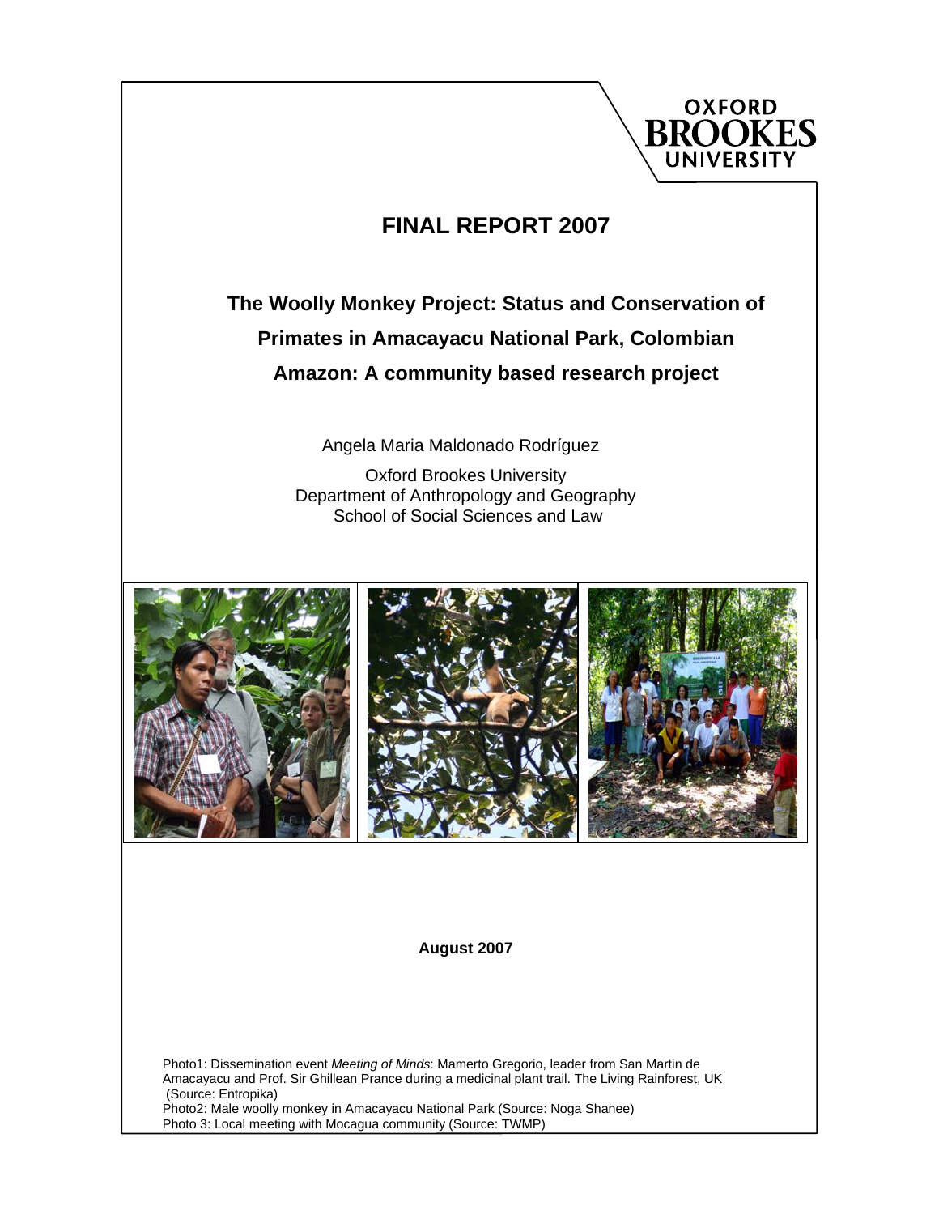OXFORD BROOKES UNIVERSITY

# FINAL REPORT 2007

## The Woolly Monkey Project: Status and Conservation of Primates in Amacayacu National Park, Colombian Amazon: A community based research project

Angela Maria Maldonado Rodríguez

Oxford Brookes University
Department of Anthropology and Geography
School of Social Sciences and Law

**August 2007**

Photo1: Dissemination event *Meeting of Minds*: Mamerto Gregorio, leader from San Martin de Amacayacu and Prof. Sir Ghillean Prance during a medicinal plant trail. The Living Rainforest, UK (Source: Entropika)
Photo2: Male woolly monkey in Amacayacu National Park (Source: Noga Shanee)
Photo 3: Local meeting with Mocagua community (Source: TWMP)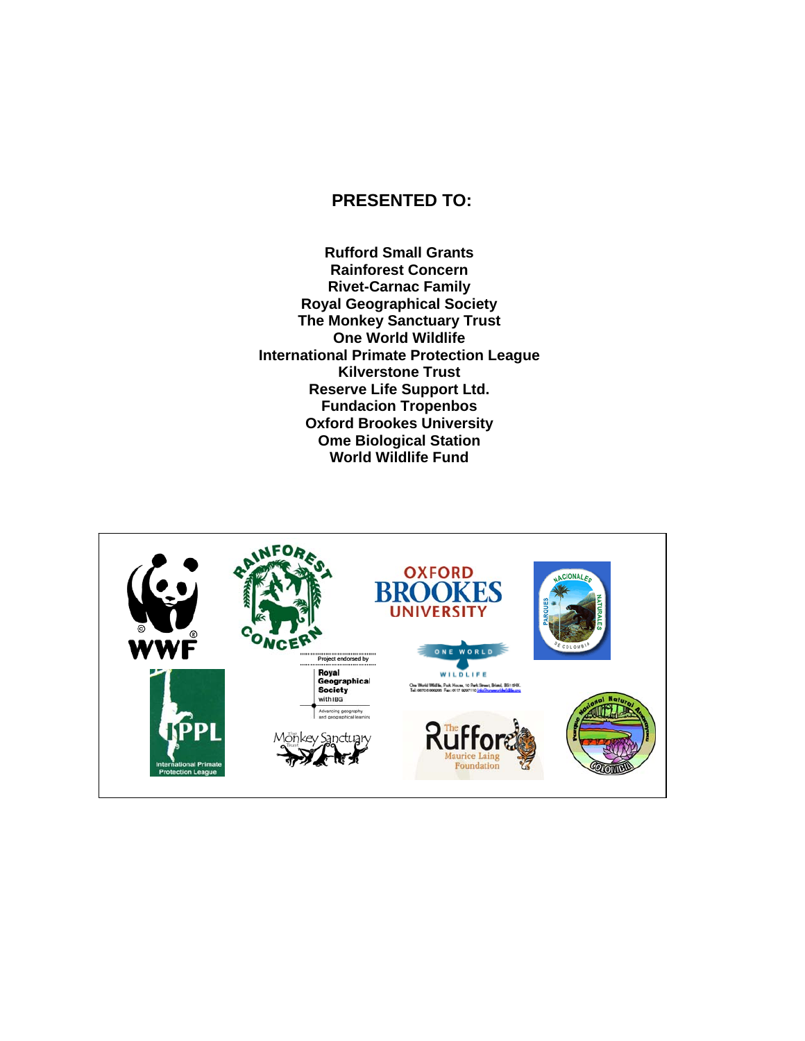## PRESENTED TO:

**Rufford Small Grants**
**Rainforest Concern**
**Rivet-Carnac Family**
**Royal Geographical Society**
**The Monkey Sanctuary Trust**
**One World Wildlife**
**International Primate Protection League**
**Kilverstone Trust**
**Reserve Life Support Ltd.**
**Fundacion Tropenbos**
**Oxford Brookes University**
**Ome Biological Station**
**World Wildlife Fund**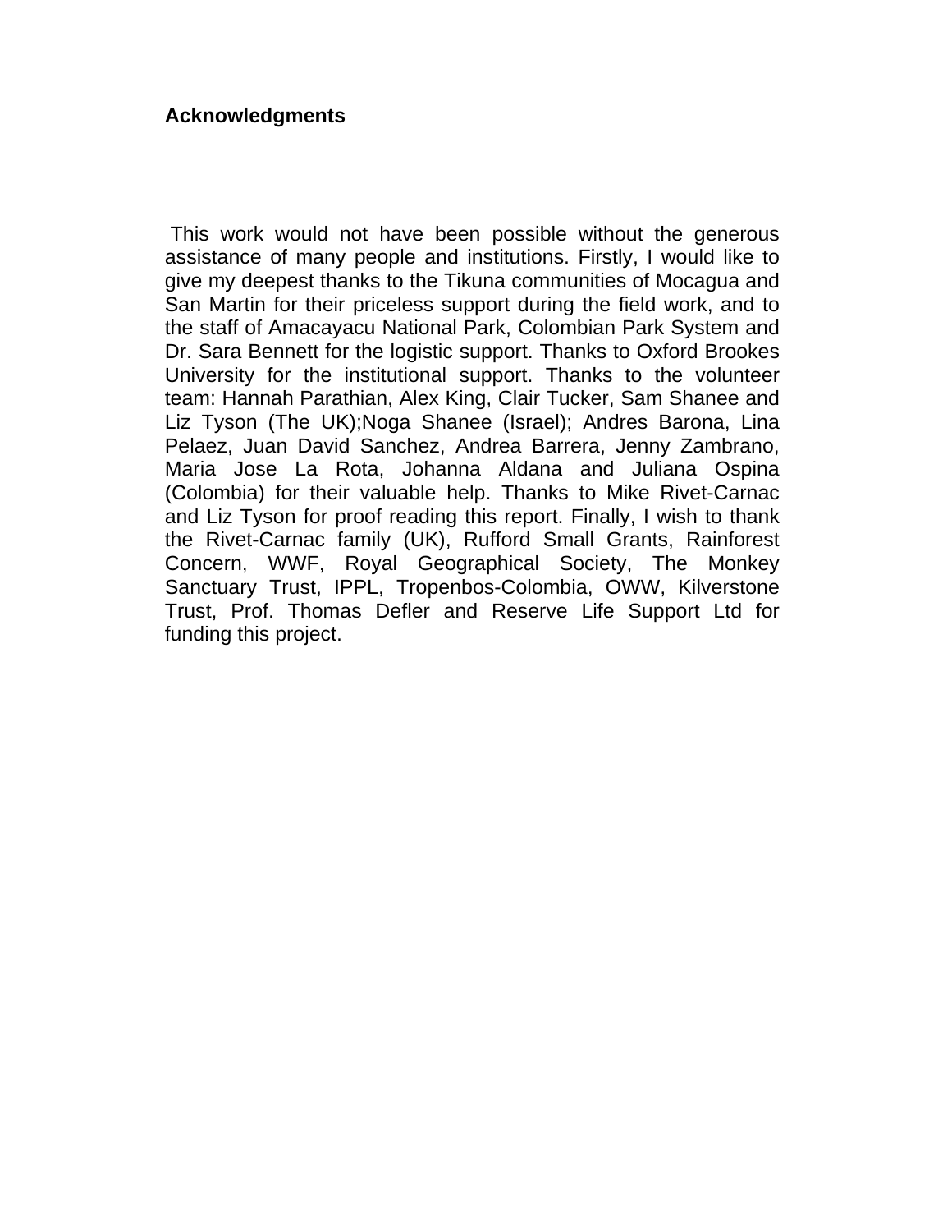## Acknowledgments

This work would not have been possible without the generous assistance of many people and institutions. Firstly, I would like to give my deepest thanks to the Tikuna communities of Mocagua and San Martin for their priceless support during the field work, and to the staff of Amacayacu National Park, Colombian Park System and Dr. Sara Bennett for the logistic support. Thanks to Oxford Brookes University for the institutional support. Thanks to the volunteer team: Hannah Parathian, Alex King, Clair Tucker, Sam Shanee and Liz Tyson (The UK);Noga Shanee (Israel); Andres Barona, Lina Pelaez, Juan David Sanchez, Andrea Barrera, Jenny Zambrano, Maria Jose La Rota, Johanna Aldana and Juliana Ospina (Colombia) for their valuable help. Thanks to Mike Rivet-Carnac and Liz Tyson for proof reading this report. Finally, I wish to thank the Rivet-Carnac family (UK), Rufford Small Grants, Rainforest Concern, WWF, Royal Geographical Society, The Monkey Sanctuary Trust, IPPL, Tropenbos-Colombia, OWW, Kilverstone Trust, Prof. Thomas Defler and Reserve Life Support Ltd for funding this project.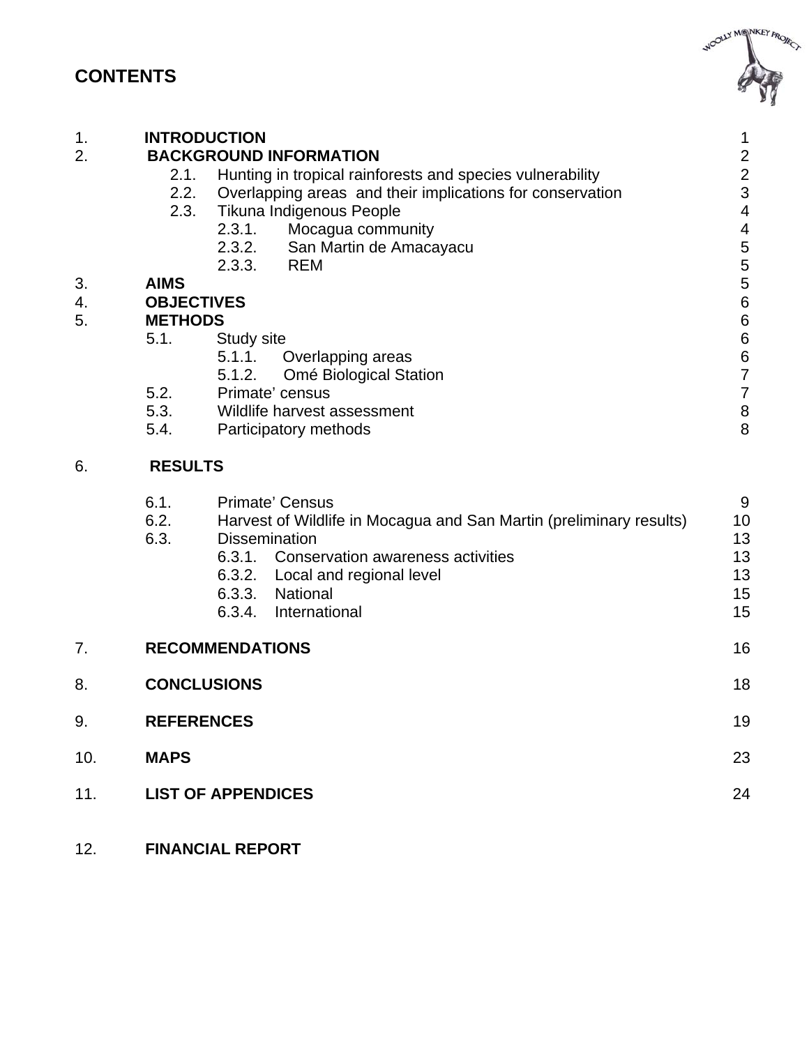# CONTENTS

| | | |
|---|---|---|
| 1. | **INTRODUCTION** | 1 |
| 2. | **BACKGROUND INFORMATION** | 2 |
| | 2.1. Hunting in tropical rainforests and species vulnerability | 2 |
| | 2.2. Overlapping areas and their implications for conservation | 3 |
| | 2.3. Tikuna Indigenous People | 4 |
| | 2.3.1. Mocagua community | 4 |
| | 2.3.2. San Martin de Amacayacu | 5 |
| | 2.3.3. REM | 5 |
| 3. | **AIMS** | 5 |
| 4. | **OBJECTIVES** | 6 |
| 5. | **METHODS** | 6 |
| | 5.1. Study site | 6 |
| | 5.1.1. Overlapping areas | 6 |
| | 5.1.2. Omé Biological Station | 7 |
| | 5.2. Primate' census | 7 |
| | 5.3. Wildlife harvest assessment | 8 |
| | 5.4. Participatory methods | 8 |
| 6. | **RESULTS** | |
| | 6.1. Primate' Census | 9 |
| | 6.2. Harvest of Wildlife in Mocagua and San Martin (preliminary results) | 10 |
| | 6.3. Dissemination | 13 |
| | 6.3.1. Conservation awareness activities | 13 |
| | 6.3.2. Local and regional level | 13 |
| | 6.3.3. National | 15 |
| | 6.3.4. International | 15 |
| 7. | **RECOMMENDATIONS** | 16 |
| 8. | **CONCLUSIONS** | 18 |
| 9. | **REFERENCES** | 19 |
| 10. | **MAPS** | 23 |
| 11. | **LIST OF APPENDICES** | 24 |
| 12. | **FINANCIAL REPORT** | |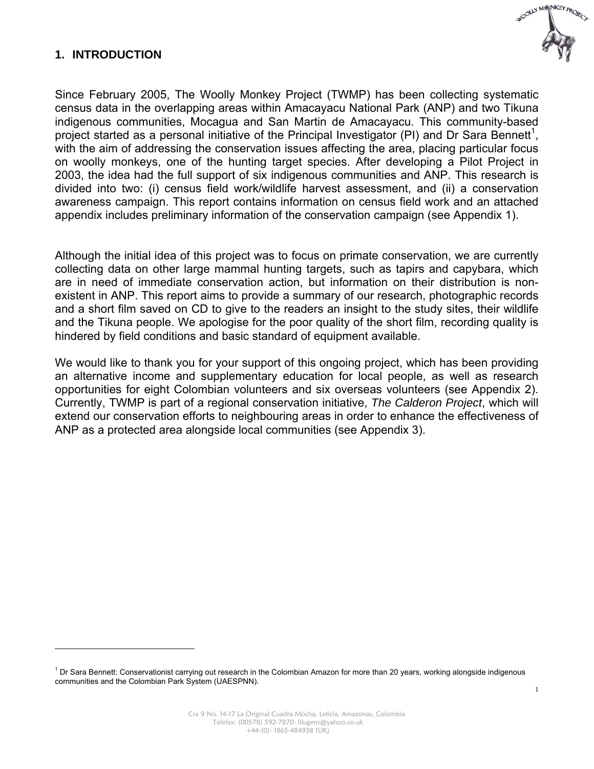## 1. INTRODUCTION

Since February 2005, The Woolly Monkey Project (TWMP) has been collecting systematic census data in the overlapping areas within Amacayacu National Park (ANP) and two Tikuna indigenous communities, Mocagua and San Martin de Amacayacu. This community-based project started as a personal initiative of the Principal Investigator (PI) and Dr Sara Bennett[1], with the aim of addressing the conservation issues affecting the area, placing particular focus on woolly monkeys, one of the hunting target species. After developing a Pilot Project in 2003, the idea had the full support of six indigenous communities and ANP. This research is divided into two: (i) census field work/wildlife harvest assessment, and (ii) a conservation awareness campaign. This report contains information on census field work and an attached appendix includes preliminary information of the conservation campaign (see Appendix 1).

Although the initial idea of this project was to focus on primate conservation, we are currently collecting data on other large mammal hunting targets, such as tapirs and capybara, which are in need of immediate conservation action, but information on their distribution is non-existent in ANP. This report aims to provide a summary of our research, photographic records and a short film saved on CD to give to the readers an insight to the study sites, their wildlife and the Tikuna people. We apologise for the poor quality of the short film, recording quality is hindered by field conditions and basic standard of equipment available.

We would like to thank you for your support of this ongoing project, which has been providing an alternative income and supplementary education for local people, as well as research opportunities for eight Colombian volunteers and six overseas volunteers (see Appendix 2). Currently, TWMP is part of a regional conservation initiative, *The Calderon Project*, which will extend our conservation efforts to neighbouring areas in order to enhance the effectiveness of ANP as a protected area alongside local communities (see Appendix 3).

[1] Dr Sara Bennett: Conservationist carrying out research in the Colombian Amazon for more than 20 years, working alongside indigenous communities and the Colombian Park System (UAESPNN).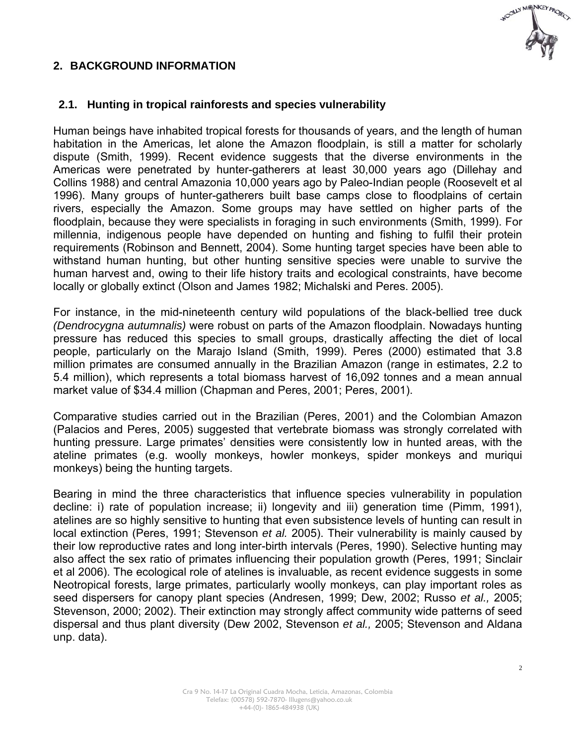## 2. BACKGROUND INFORMATION

### 2.1. Hunting in tropical rainforests and species vulnerability

Human beings have inhabited tropical forests for thousands of years, and the length of human habitation in the Americas, let alone the Amazon floodplain, is still a matter for scholarly dispute (Smith, 1999). Recent evidence suggests that the diverse environments in the Americas were penetrated by hunter-gatherers at least 30,000 years ago (Dillehay and Collins 1988) and central Amazonia 10,000 years ago by Paleo-Indian people (Roosevelt et al 1996). Many groups of hunter-gatherers built base camps close to floodplains of certain rivers, especially the Amazon. Some groups may have settled on higher parts of the floodplain, because they were specialists in foraging in such environments (Smith, 1999). For millennia, indigenous people have depended on hunting and fishing to fulfil their protein requirements (Robinson and Bennett, 2004). Some hunting target species have been able to withstand human hunting, but other hunting sensitive species were unable to survive the human harvest and, owing to their life history traits and ecological constraints, have become locally or globally extinct (Olson and James 1982; Michalski and Peres. 2005).

For instance, in the mid-nineteenth century wild populations of the black-bellied tree duck *(Dendrocygna autumnalis)* were robust on parts of the Amazon floodplain. Nowadays hunting pressure has reduced this species to small groups, drastically affecting the diet of local people, particularly on the Marajo Island (Smith, 1999). Peres (2000) estimated that 3.8 million primates are consumed annually in the Brazilian Amazon (range in estimates, 2.2 to 5.4 million), which represents a total biomass harvest of 16,092 tonnes and a mean annual market value of $34.4 million (Chapman and Peres, 2001; Peres, 2001).

Comparative studies carried out in the Brazilian (Peres, 2001) and the Colombian Amazon (Palacios and Peres, 2005) suggested that vertebrate biomass was strongly correlated with hunting pressure. Large primates' densities were consistently low in hunted areas, with the ateline primates (e.g. woolly monkeys, howler monkeys, spider monkeys and muriqui monkeys) being the hunting targets.

Bearing in mind the three characteristics that influence species vulnerability in population decline: i) rate of population increase; ii) longevity and iii) generation time (Pimm, 1991), atelines are so highly sensitive to hunting that even subsistence levels of hunting can result in local extinction (Peres, 1991; Stevenson *et al.* 2005). Their vulnerability is mainly caused by their low reproductive rates and long inter-birth intervals (Peres, 1990). Selective hunting may also affect the sex ratio of primates influencing their population growth (Peres, 1991; Sinclair et al 2006). The ecological role of atelines is invaluable, as recent evidence suggests in some Neotropical forests, large primates, particularly woolly monkeys, can play important roles as seed dispersers for canopy plant species (Andresen, 1999; Dew, 2002; Russo *et al.,* 2005; Stevenson, 2000; 2002). Their extinction may strongly affect community wide patterns of seed dispersal and thus plant diversity (Dew 2002, Stevenson *et al.,* 2005; Stevenson and Aldana unp. data).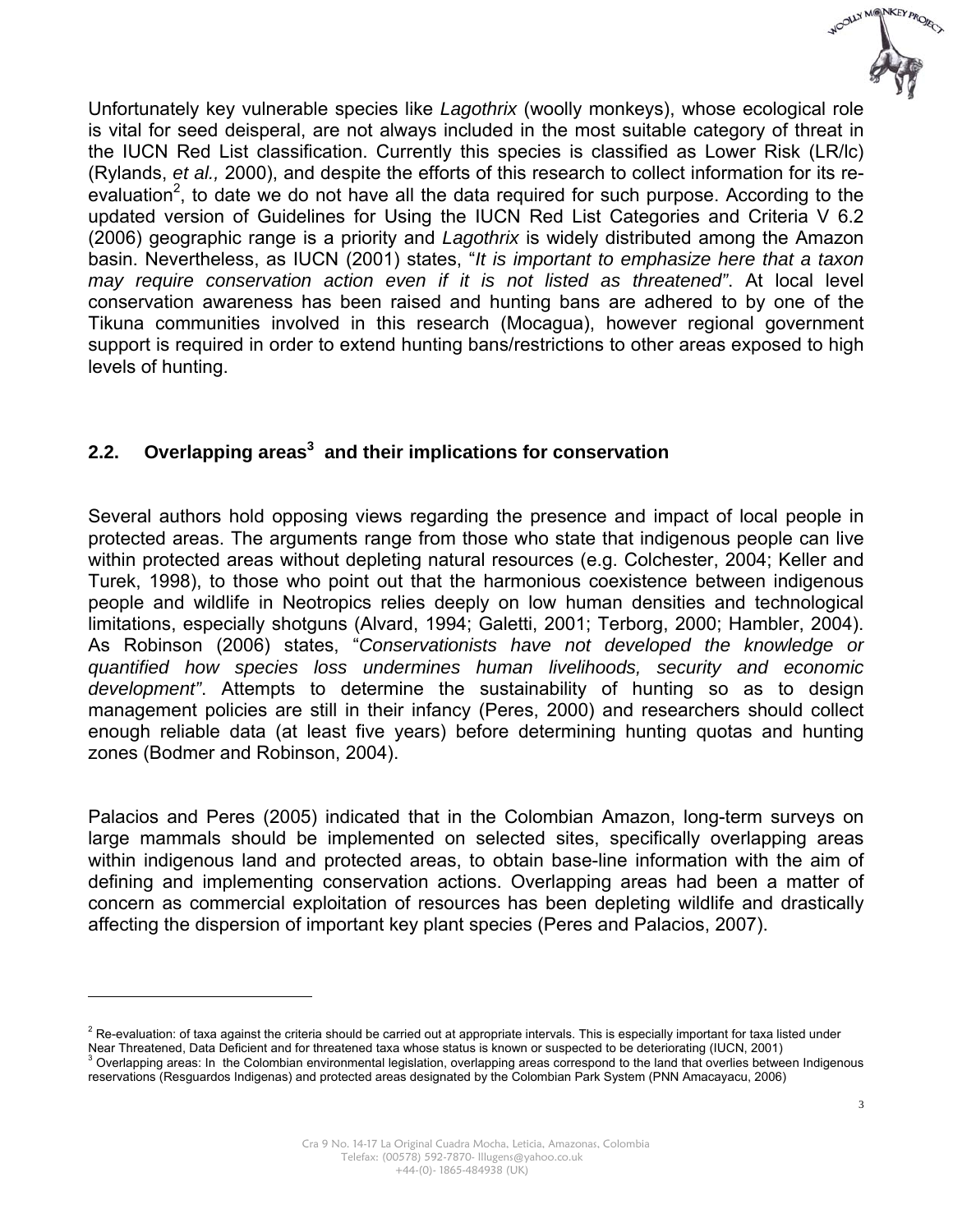Unfortunately key vulnerable species like *Lagothrix* (woolly monkeys), whose ecological role is vital for seed deisperal, are not always included in the most suitable category of threat in the IUCN Red List classification. Currently this species is classified as Lower Risk (LR/lc) (Rylands, *et al.,* 2000), and despite the efforts of this research to collect information for its re-evaluation[2], to date we do not have all the data required for such purpose. According to the updated version of Guidelines for Using the IUCN Red List Categories and Criteria V 6.2 (2006) geographic range is a priority and *Lagothrix* is widely distributed among the Amazon basin. Nevertheless, as IUCN (2001) states, "*It is important to emphasize here that a taxon may require conservation action even if it is not listed as threatened"*. At local level conservation awareness has been raised and hunting bans are adhered to by one of the Tikuna communities involved in this research (Mocagua), however regional government support is required in order to extend hunting bans/restrictions to other areas exposed to high levels of hunting.

## 2.2. Overlapping areas[3] and their implications for conservation

Several authors hold opposing views regarding the presence and impact of local people in protected areas. The arguments range from those who state that indigenous people can live within protected areas without depleting natural resources (e.g. Colchester, 2004; Keller and Turek, 1998), to those who point out that the harmonious coexistence between indigenous people and wildlife in Neotropics relies deeply on low human densities and technological limitations, especially shotguns (Alvard, 1994; Galetti, 2001; Terborg, 2000; Hambler, 2004). As Robinson (2006) states, "*Conservationists have not developed the knowledge or quantified how species loss undermines human livelihoods, security and economic development"*. Attempts to determine the sustainability of hunting so as to design management policies are still in their infancy (Peres, 2000) and researchers should collect enough reliable data (at least five years) before determining hunting quotas and hunting zones (Bodmer and Robinson, 2004).

Palacios and Peres (2005) indicated that in the Colombian Amazon, long-term surveys on large mammals should be implemented on selected sites, specifically overlapping areas within indigenous land and protected areas, to obtain base-line information with the aim of defining and implementing conservation actions. Overlapping areas had been a matter of concern as commercial exploitation of resources has been depleting wildlife and drastically affecting the dispersion of important key plant species (Peres and Palacios, 2007).

---

[2] Re-evaluation: of taxa against the criteria should be carried out at appropriate intervals. This is especially important for taxa listed under Near Threatened, Data Deficient and for threatened taxa whose status is known or suspected to be deteriorating (IUCN, 2001)

[3] Overlapping areas: In the Colombian environmental legislation, overlapping areas correspond to the land that overlies between Indigenous reservations (Resguardos Indigenas) and protected areas designated by the Colombian Park System (PNN Amacayacu, 2006)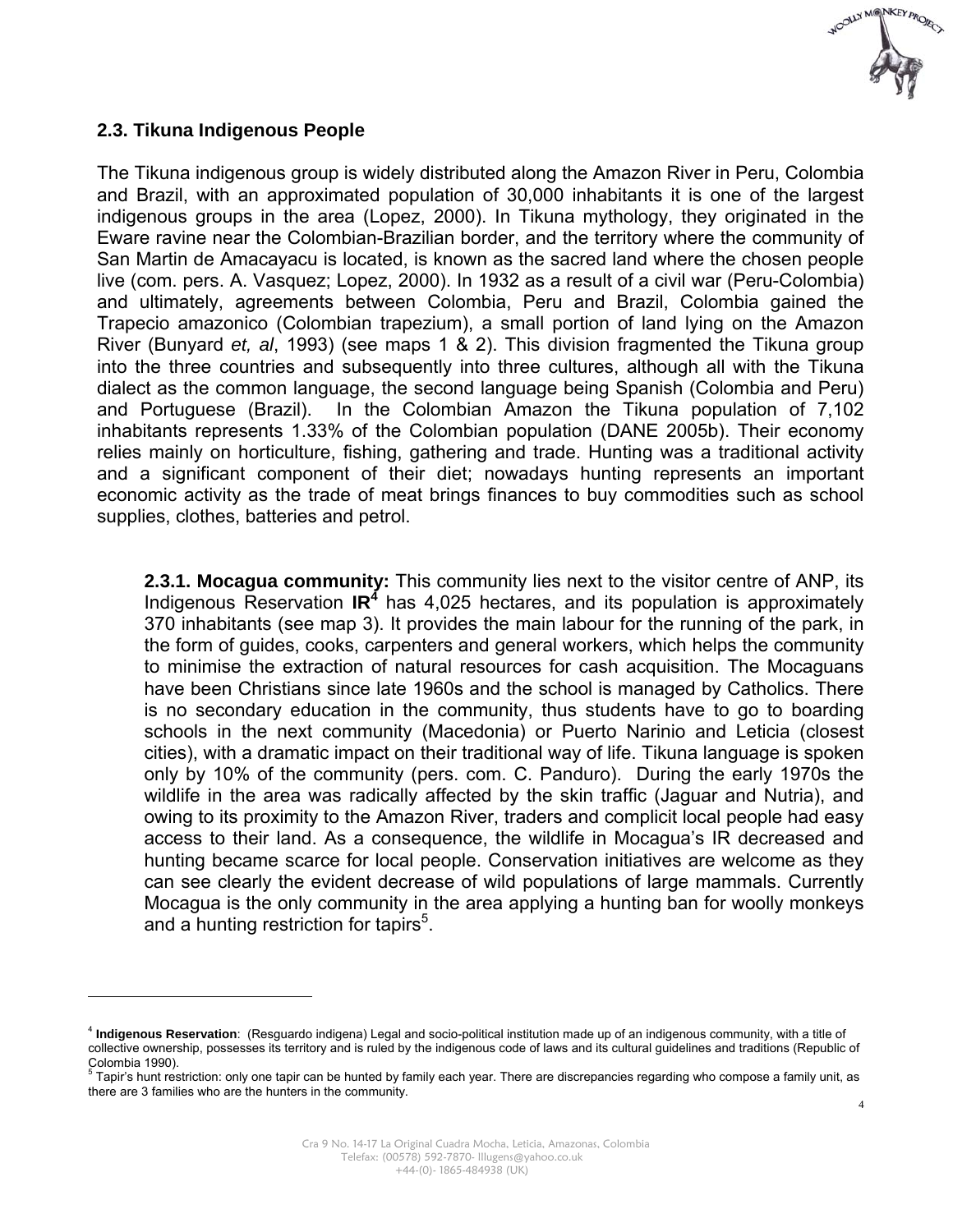## 2.3. Tikuna Indigenous People

The Tikuna indigenous group is widely distributed along the Amazon River in Peru, Colombia and Brazil, with an approximated population of 30,000 inhabitants it is one of the largest indigenous groups in the area (Lopez, 2000). In Tikuna mythology, they originated in the Eware ravine near the Colombian-Brazilian border, and the territory where the community of San Martin de Amacayacu is located, is known as the sacred land where the chosen people live (com. pers. A. Vasquez; Lopez, 2000). In 1932 as a result of a civil war (Peru-Colombia) and ultimately, agreements between Colombia, Peru and Brazil, Colombia gained the Trapecio amazonico (Colombian trapezium), a small portion of land lying on the Amazon River (Bunyard *et, al*, 1993) (see maps 1 & 2). This division fragmented the Tikuna group into the three countries and subsequently into three cultures, although all with the Tikuna dialect as the common language, the second language being Spanish (Colombia and Peru) and Portuguese (Brazil). In the Colombian Amazon the Tikuna population of 7,102 inhabitants represents 1.33% of the Colombian population (DANE 2005b). Their economy relies mainly on horticulture, fishing, gathering and trade. Hunting was a traditional activity and a significant component of their diet; nowadays hunting represents an important economic activity as the trade of meat brings finances to buy commodities such as school supplies, clothes, batteries and petrol.

**2.3.1. Mocagua community:** This community lies next to the visitor centre of ANP, its Indigenous Reservation **IR**[4] has 4,025 hectares, and its population is approximately 370 inhabitants (see map 3). It provides the main labour for the running of the park, in the form of guides, cooks, carpenters and general workers, which helps the community to minimise the extraction of natural resources for cash acquisition. The Mocaguans have been Christians since late 1960s and the school is managed by Catholics. There is no secondary education in the community, thus students have to go to boarding schools in the next community (Macedonia) or Puerto Narinio and Leticia (closest cities), with a dramatic impact on their traditional way of life. Tikuna language is spoken only by 10% of the community (pers. com. C. Panduro). During the early 1970s the wildlife in the area was radically affected by the skin traffic (Jaguar and Nutria), and owing to its proximity to the Amazon River, traders and complicit local people had easy access to their land. As a consequence, the wildlife in Mocagua's IR decreased and hunting became scarce for local people. Conservation initiatives are welcome as they can see clearly the evident decrease of wild populations of large mammals. Currently Mocagua is the only community in the area applying a hunting ban for woolly monkeys and a hunting restriction for tapirs[5].

---

[4] **Indigenous Reservation**: (Resguardo indigena) Legal and socio-political institution made up of an indigenous community, with a title of collective ownership, possesses its territory and is ruled by the indigenous code of laws and its cultural guidelines and traditions (Republic of Colombia 1990).

[5] Tapir's hunt restriction: only one tapir can be hunted by family each year. There are discrepancies regarding who compose a family unit, as there are 3 families who are the hunters in the community.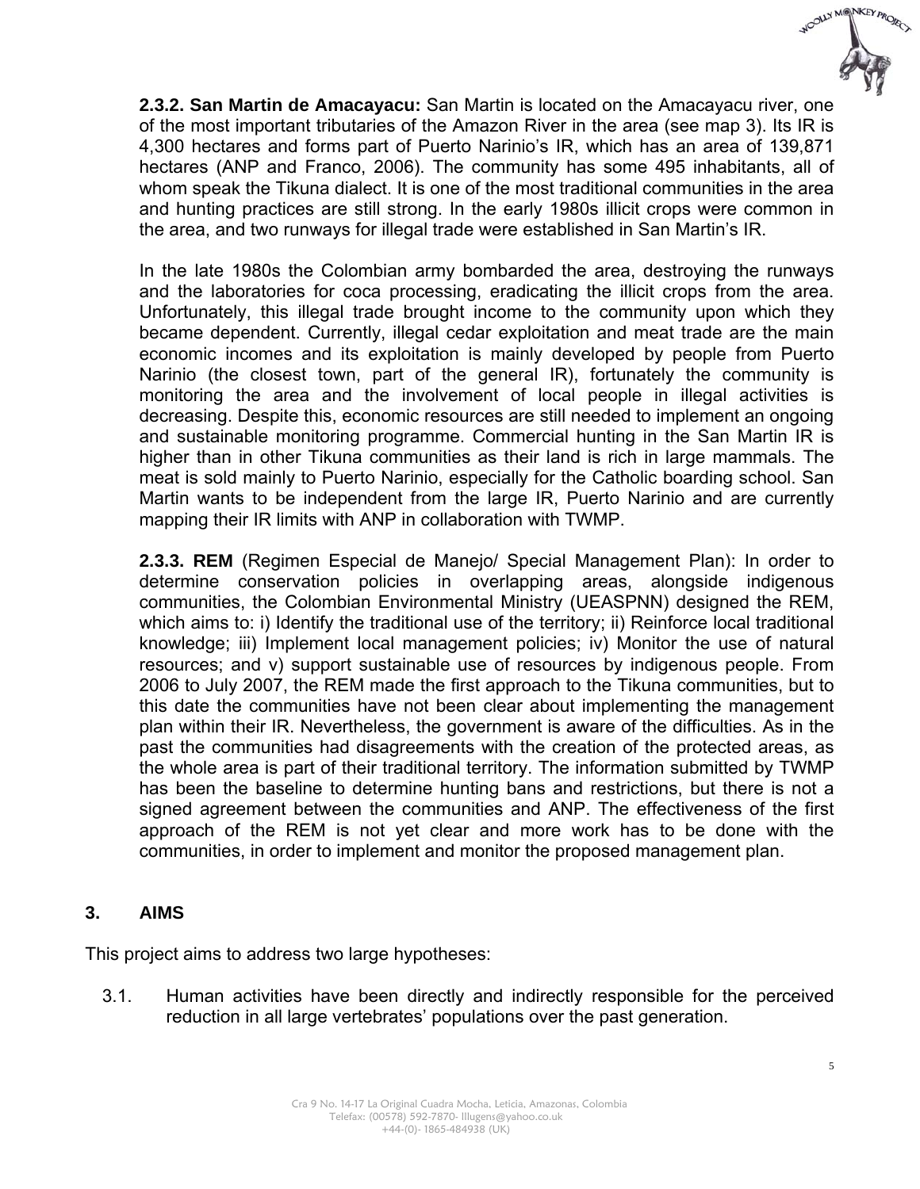**2.3.2. San Martin de Amacayacu:** San Martin is located on the Amacayacu river, one of the most important tributaries of the Amazon River in the area (see map 3). Its IR is 4,300 hectares and forms part of Puerto Narinio's IR, which has an area of 139,871 hectares (ANP and Franco, 2006). The community has some 495 inhabitants, all of whom speak the Tikuna dialect. It is one of the most traditional communities in the area and hunting practices are still strong. In the early 1980s illicit crops were common in the area, and two runways for illegal trade were established in San Martin's IR.

In the late 1980s the Colombian army bombarded the area, destroying the runways and the laboratories for coca processing, eradicating the illicit crops from the area. Unfortunately, this illegal trade brought income to the community upon which they became dependent. Currently, illegal cedar exploitation and meat trade are the main economic incomes and its exploitation is mainly developed by people from Puerto Narinio (the closest town, part of the general IR), fortunately the community is monitoring the area and the involvement of local people in illegal activities is decreasing. Despite this, economic resources are still needed to implement an ongoing and sustainable monitoring programme. Commercial hunting in the San Martin IR is higher than in other Tikuna communities as their land is rich in large mammals. The meat is sold mainly to Puerto Narinio, especially for the Catholic boarding school. San Martin wants to be independent from the large IR, Puerto Narinio and are currently mapping their IR limits with ANP in collaboration with TWMP.

**2.3.3. REM** (Regimen Especial de Manejo/ Special Management Plan): In order to determine conservation policies in overlapping areas, alongside indigenous communities, the Colombian Environmental Ministry (UEASPNN) designed the REM, which aims to: i) Identify the traditional use of the territory; ii) Reinforce local traditional knowledge; iii) Implement local management policies; iv) Monitor the use of natural resources; and v) support sustainable use of resources by indigenous people. From 2006 to July 2007, the REM made the first approach to the Tikuna communities, but to this date the communities have not been clear about implementing the management plan within their IR. Nevertheless, the government is aware of the difficulties. As in the past the communities had disagreements with the creation of the protected areas, as the whole area is part of their traditional territory. The information submitted by TWMP has been the baseline to determine hunting bans and restrictions, but there is not a signed agreement between the communities and ANP. The effectiveness of the first approach of the REM is not yet clear and more work has to be done with the communities, in order to implement and monitor the proposed management plan.

## 3. AIMS

This project aims to address two large hypotheses:

3.1. Human activities have been directly and indirectly responsible for the perceived reduction in all large vertebrates' populations over the past generation.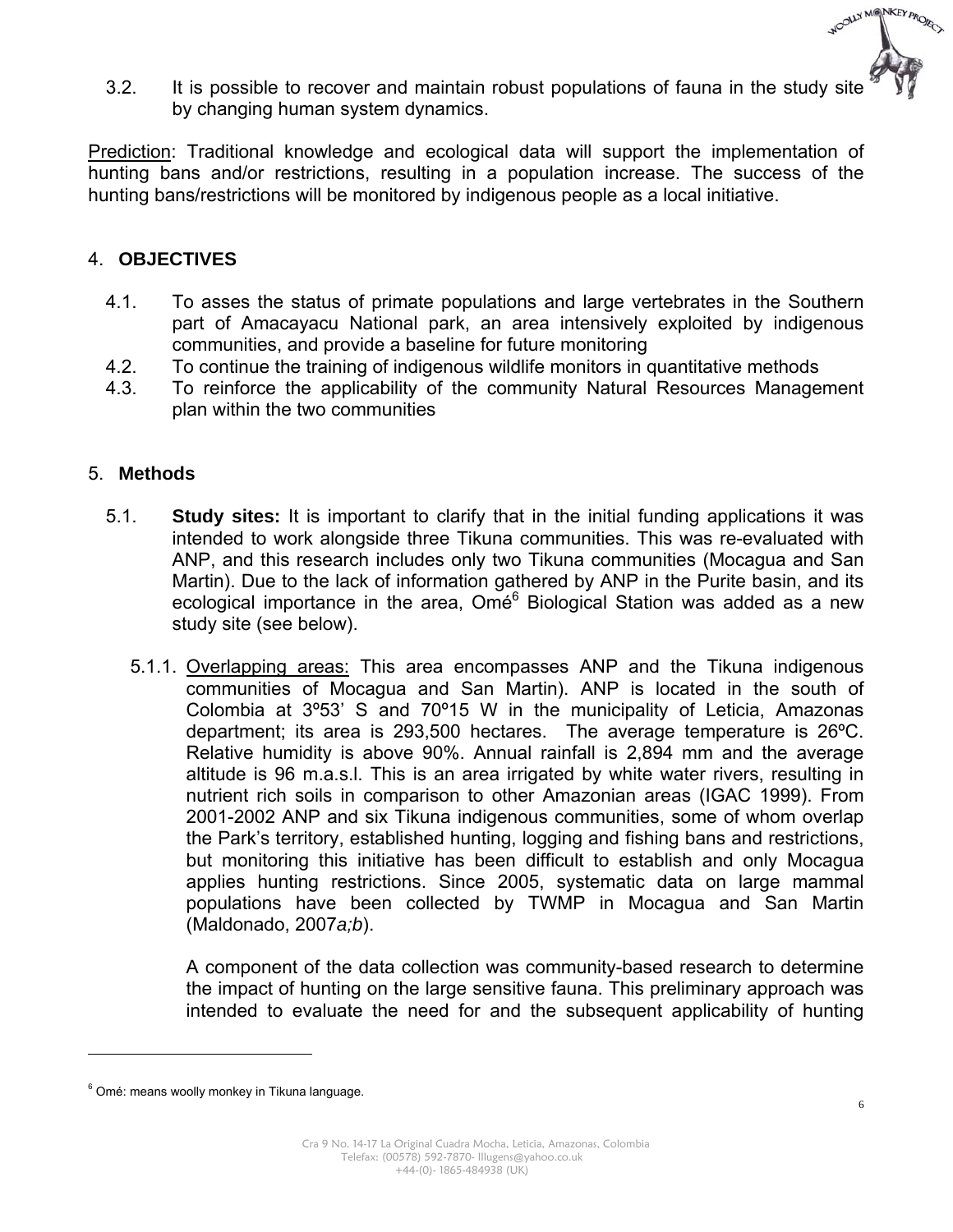3.2. It is possible to recover and maintain robust populations of fauna in the study site by changing human system dynamics.

Prediction: Traditional knowledge and ecological data will support the implementation of hunting bans and/or restrictions, resulting in a population increase. The success of the hunting bans/restrictions will be monitored by indigenous people as a local initiative.

## 4. OBJECTIVES

4.1. To asses the status of primate populations and large vertebrates in the Southern part of Amacayacu National park, an area intensively exploited by indigenous communities, and provide a baseline for future monitoring

4.2. To continue the training of indigenous wildlife monitors in quantitative methods

4.3. To reinforce the applicability of the community Natural Resources Management plan within the two communities

## 5. Methods

5.1. **Study sites:** It is important to clarify that in the initial funding applications it was intended to work alongside three Tikuna communities. This was re-evaluated with ANP, and this research includes only two Tikuna communities (Mocagua and San Martin). Due to the lack of information gathered by ANP in the Purite basin, and its ecological importance in the area, Omé[6] Biological Station was added as a new study site (see below).

5.1.1. Overlapping areas: This area encompasses ANP and the Tikuna indigenous communities of Mocagua and San Martin). ANP is located in the south of Colombia at 3º53' S and 70º15 W in the municipality of Leticia, Amazonas department; its area is 293,500 hectares. The average temperature is 26ºC. Relative humidity is above 90%. Annual rainfall is 2,894 mm and the average altitude is 96 m.a.s.l. This is an area irrigated by white water rivers, resulting in nutrient rich soils in comparison to other Amazonian areas (IGAC 1999). From 2001-2002 ANP and six Tikuna indigenous communities, some of whom overlap the Park's territory, established hunting, logging and fishing bans and restrictions, but monitoring this initiative has been difficult to establish and only Mocagua applies hunting restrictions. Since 2005, systematic data on large mammal populations have been collected by TWMP in Mocagua and San Martin (Maldonado, 2007*a;b*).

A component of the data collection was community-based research to determine the impact of hunting on the large sensitive fauna. This preliminary approach was intended to evaluate the need for and the subsequent applicability of hunting

[6] Omé: means woolly monkey in Tikuna language.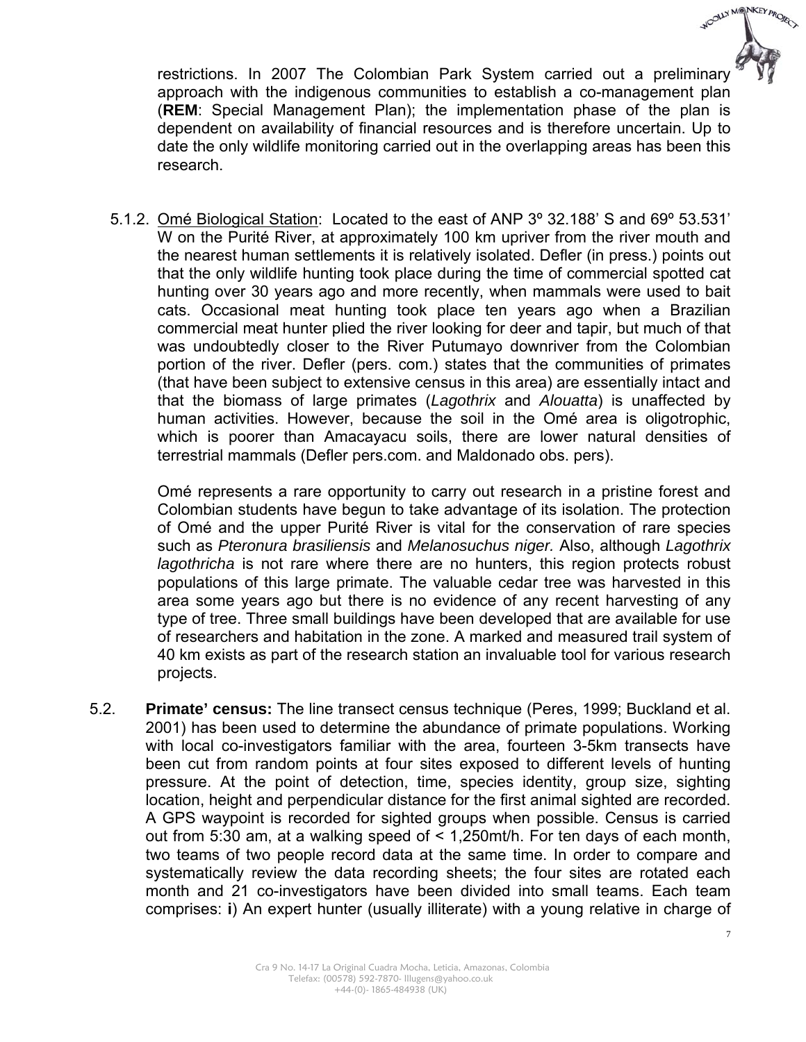restrictions. In 2007 The Colombian Park System carried out a preliminary approach with the indigenous communities to establish a co-management plan (**REM**: Special Management Plan); the implementation phase of the plan is dependent on availability of financial resources and is therefore uncertain. Up to date the only wildlife monitoring carried out in the overlapping areas has been this research.

5.1.2. Omé Biological Station: Located to the east of ANP 3º 32.188' S and 69º 53.531' W on the Purité River, at approximately 100 km upriver from the river mouth and the nearest human settlements it is relatively isolated. Defler (in press.) points out that the only wildlife hunting took place during the time of commercial spotted cat hunting over 30 years ago and more recently, when mammals were used to bait cats. Occasional meat hunting took place ten years ago when a Brazilian commercial meat hunter plied the river looking for deer and tapir, but much of that was undoubtedly closer to the River Putumayo downriver from the Colombian portion of the river. Defler (pers. com.) states that the communities of primates (that have been subject to extensive census in this area) are essentially intact and that the biomass of large primates (*Lagothrix* and *Alouatta*) is unaffected by human activities. However, because the soil in the Omé area is oligotrophic, which is poorer than Amacayacu soils, there are lower natural densities of terrestrial mammals (Defler pers.com. and Maldonado obs. pers).

Omé represents a rare opportunity to carry out research in a pristine forest and Colombian students have begun to take advantage of its isolation. The protection of Omé and the upper Purité River is vital for the conservation of rare species such as *Pteronura brasiliensis* and *Melanosuchus niger.* Also, although *Lagothrix lagothricha* is not rare where there are no hunters, this region protects robust populations of this large primate. The valuable cedar tree was harvested in this area some years ago but there is no evidence of any recent harvesting of any type of tree. Three small buildings have been developed that are available for use of researchers and habitation in the zone. A marked and measured trail system of 40 km exists as part of the research station an invaluable tool for various research projects.

5.2. **Primate' census:** The line transect census technique (Peres, 1999; Buckland et al. 2001) has been used to determine the abundance of primate populations. Working with local co-investigators familiar with the area, fourteen 3-5km transects have been cut from random points at four sites exposed to different levels of hunting pressure. At the point of detection, time, species identity, group size, sighting location, height and perpendicular distance for the first animal sighted are recorded. A GPS waypoint is recorded for sighted groups when possible. Census is carried out from 5:30 am, at a walking speed of < 1,250mt/h. For ten days of each month, two teams of two people record data at the same time. In order to compare and systematically review the data recording sheets; the four sites are rotated each month and 21 co-investigators have been divided into small teams. Each team comprises: **i**) An expert hunter (usually illiterate) with a young relative in charge of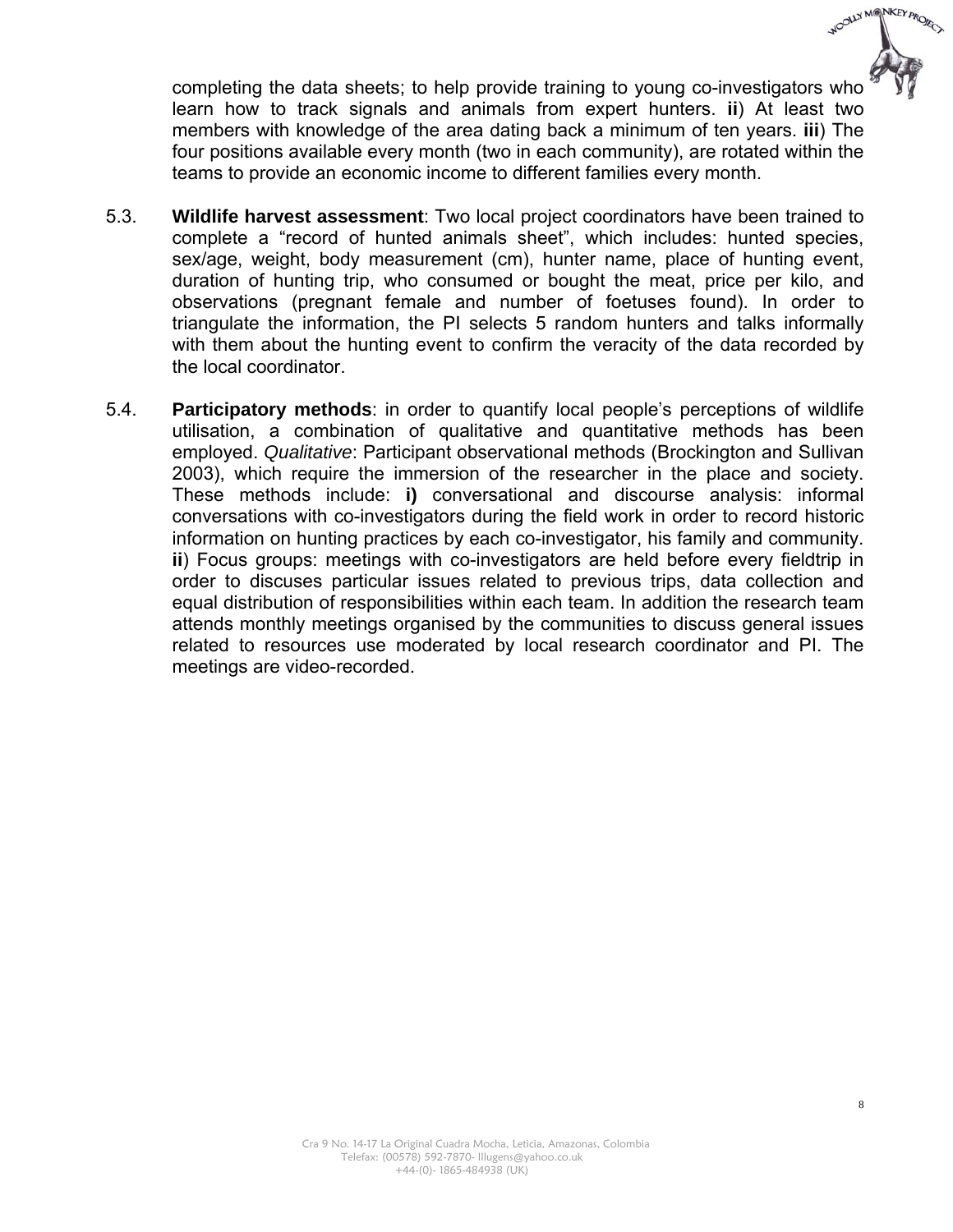completing the data sheets; to help provide training to young co-investigators who learn how to track signals and animals from expert hunters. **ii**) At least two members with knowledge of the area dating back a minimum of ten years. **iii**) The four positions available every month (two in each community), are rotated within the teams to provide an economic income to different families every month.

5.3. **Wildlife harvest assessment**: Two local project coordinators have been trained to complete a "record of hunted animals sheet", which includes: hunted species, sex/age, weight, body measurement (cm), hunter name, place of hunting event, duration of hunting trip, who consumed or bought the meat, price per kilo, and observations (pregnant female and number of foetuses found). In order to triangulate the information, the PI selects 5 random hunters and talks informally with them about the hunting event to confirm the veracity of the data recorded by the local coordinator.

5.4. **Participatory methods**: in order to quantify local people's perceptions of wildlife utilisation, a combination of qualitative and quantitative methods has been employed. *Qualitative*: Participant observational methods (Brockington and Sullivan 2003), which require the immersion of the researcher in the place and society. These methods include: **i)** conversational and discourse analysis: informal conversations with co-investigators during the field work in order to record historic information on hunting practices by each co-investigator, his family and community. **ii**) Focus groups: meetings with co-investigators are held before every fieldtrip in order to discuses particular issues related to previous trips, data collection and equal distribution of responsibilities within each team. In addition the research team attends monthly meetings organised by the communities to discuss general issues related to resources use moderated by local research coordinator and PI. The meetings are video-recorded.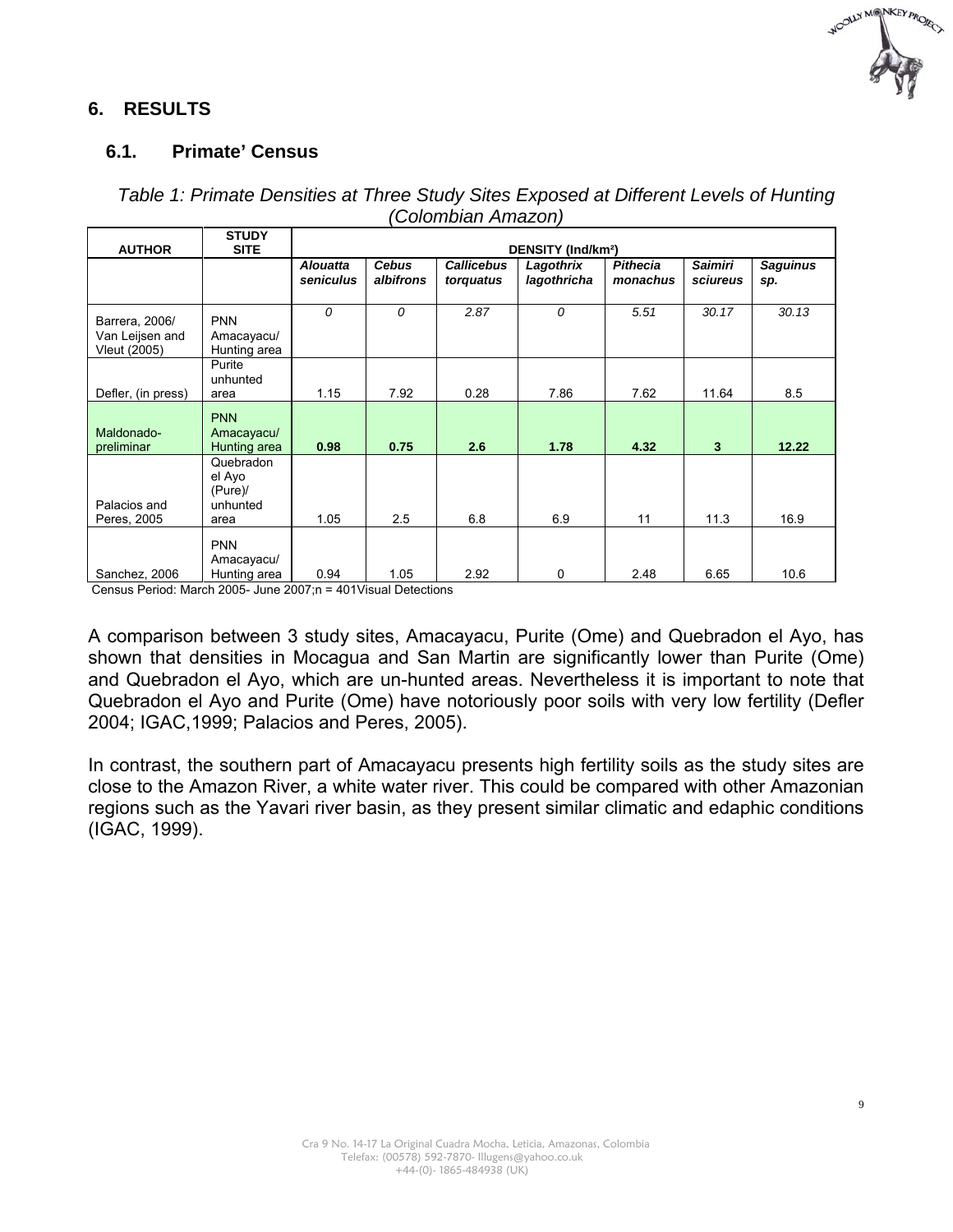## 6. RESULTS

### 6.1. Primate' Census

*Table 1: Primate Densities at Three Study Sites Exposed at Different Levels of Hunting (Colombian Amazon)*

| AUTHOR | STUDY SITE | DENSITY (Ind/km²) | | | | | | |
|---|---|---|---|---|---|---|---|---|
| | | *Alouatta seniculus* | *Cebus albifrons* | *Callicebus torquatus* | *Lagothrix lagothricha* | *Pithecia monachus* | *Saimiri sciureus* | *Saguinus sp.* |
| Barrera, 2006/ Van Leijsen and Vleut (2005) | PNN Amacayacu/ Hunting area | *0* | *0* | *2.87* | *0* | *5.51* | *30.17* | *30.13* |
| Defler, (in press) | Purite unhunted area | 1.15 | 7.92 | 0.28 | 7.86 | 7.62 | 11.64 | 8.5 |
| Maldonado-preliminar | PNN Amacayacu/ Hunting area | **0.98** | **0.75** | **2.6** | **1.78** | **4.32** | **3** | **12.22** |
| Palacios and Peres, 2005 | Quebradon el Ayo (Pure)/ unhunted area | 1.05 | 2.5 | 6.8 | 6.9 | 11 | 11.3 | 16.9 |
| Sanchez, 2006 | PNN Amacayacu/ Hunting area | 0.94 | 1.05 | 2.92 | 0 | 2.48 | 6.65 | 10.6 |

Census Period: March 2005- June 2007;n = 401Visual Detections

A comparison between 3 study sites, Amacayacu, Purite (Ome) and Quebradon el Ayo, has shown that densities in Mocagua and San Martin are significantly lower than Purite (Ome) and Quebradon el Ayo, which are un-hunted areas. Nevertheless it is important to note that Quebradon el Ayo and Purite (Ome) have notoriously poor soils with very low fertility (Defler 2004; IGAC,1999; Palacios and Peres, 2005).

In contrast, the southern part of Amacayacu presents high fertility soils as the study sites are close to the Amazon River, a white water river. This could be compared with other Amazonian regions such as the Yavari river basin, as they present similar climatic and edaphic conditions (IGAC, 1999).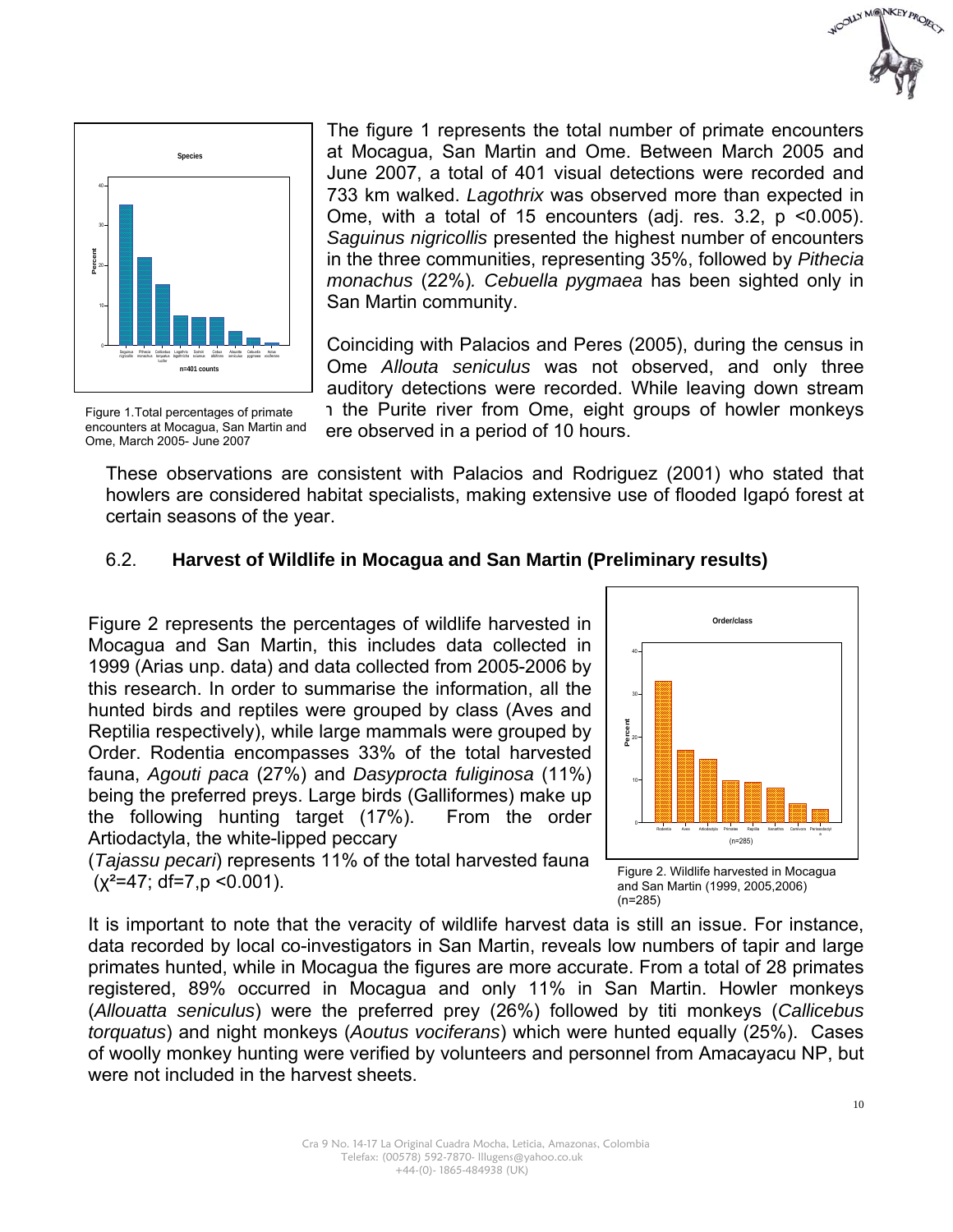Figure 1.Total percentages of primate encounters at Mocagua, San Martin and Ome, March 2005- June 2007

The figure 1 represents the total number of primate encounters at Mocagua, San Martin and Ome. Between March 2005 and June 2007, a total of 401 visual detections were recorded and 733 km walked. *Lagothrix* was observed more than expected in Ome, with a total of 15 encounters (adj. res. 3.2, $p < 0.005$). *Saguinus nigricollis* presented the highest number of encounters in the three communities, representing 35%, followed by *Pithecia monachus* (22%). *Cebuella pygmaea* has been sighted only in San Martin community.

Coinciding with Palacios and Peres (2005), during the census in Ome *Allouta seniculus* was not observed, and only three auditory detections were recorded. While leaving down stream ı the Purite river from Ome, eight groups of howler monkeys ere observed in a period of 10 hours.

These observations are consistent with Palacios and Rodriguez (2001) who stated that howlers are considered habitat specialists, making extensive use of flooded Igapó forest at certain seasons of the year.

## 6.2. Harvest of Wildlife in Mocagua and San Martin (Preliminary results)

Figure 2 represents the percentages of wildlife harvested in Mocagua and San Martin, this includes data collected in 1999 (Arias unp. data) and data collected from 2005-2006 by this research. In order to summarise the information, all the hunted birds and reptiles were grouped by class (Aves and Reptilia respectively), while large mammals were grouped by Order. Rodentia encompasses 33% of the total harvested fauna, *Agouti paca* (27%) and *Dasyprocta fuliginosa* (11%) being the preferred preys. Large birds (Galliformes) make up the following hunting target (17%). From the order Artiodactyla, the white-lipped peccary (*Tajassu pecari*) represents 11% of the total harvested fauna ($\chi^2$=47; df=7,p <0.001).

Figure 2. Wildlife harvested in Mocagua and San Martin (1999, 2005,2006) (n=285)

It is important to note that the veracity of wildlife harvest data is still an issue. For instance, data recorded by local co-investigators in San Martin, reveals low numbers of tapir and large primates hunted, while in Mocagua the figures are more accurate. From a total of 28 primates registered, 89% occurred in Mocagua and only 11% in San Martin. Howler monkeys (*Allouatta seniculus*) were the preferred prey (26%) followed by titi monkeys (*Callicebus torquatus*) and night monkeys (*Aoutus vociferans*) which were hunted equally (25%). Cases of woolly monkey hunting were verified by volunteers and personnel from Amacayacu NP, but were not included in the harvest sheets.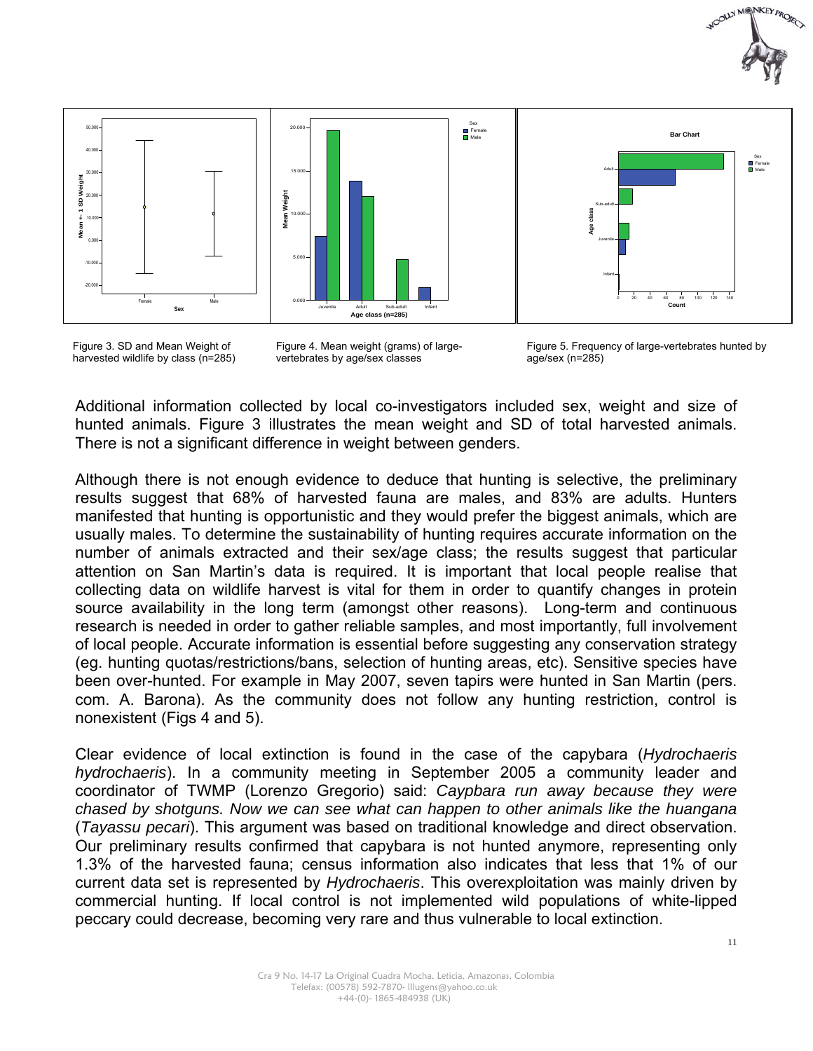Figure 3. SD and Mean Weight of harvested wildlife by class (n=285)

Figure 4. Mean weight (grams) of large-vertebrates by age/sex classes

Figure 5. Frequency of large-vertebrates hunted by age/sex (n=285)

Additional information collected by local co-investigators included sex, weight and size of hunted animals. Figure 3 illustrates the mean weight and SD of total harvested animals. There is not a significant difference in weight between genders.

Although there is not enough evidence to deduce that hunting is selective, the preliminary results suggest that 68% of harvested fauna are males, and 83% are adults. Hunters manifested that hunting is opportunistic and they would prefer the biggest animals, which are usually males. To determine the sustainability of hunting requires accurate information on the number of animals extracted and their sex/age class; the results suggest that particular attention on San Martin's data is required. It is important that local people realise that collecting data on wildlife harvest is vital for them in order to quantify changes in protein source availability in the long term (amongst other reasons). Long-term and continuous research is needed in order to gather reliable samples, and most importantly, full involvement of local people. Accurate information is essential before suggesting any conservation strategy (eg. hunting quotas/restrictions/bans, selection of hunting areas, etc). Sensitive species have been over-hunted. For example in May 2007, seven tapirs were hunted in San Martin (pers. com. A. Barona). As the community does not follow any hunting restriction, control is nonexistent (Figs 4 and 5).

Clear evidence of local extinction is found in the case of the capybara (*Hydrochaeris hydrochaeris*). In a community meeting in September 2005 a community leader and coordinator of TWMP (Lorenzo Gregorio) said: *Caypbara run away because they were chased by shotguns. Now we can see what can happen to other animals like the huangana* (*Tayassu pecari*). This argument was based on traditional knowledge and direct observation. Our preliminary results confirmed that capybara is not hunted anymore, representing only 1.3% of the harvested fauna; census information also indicates that less that 1% of our current data set is represented by *Hydrochaeris*. This overexploitation was mainly driven by commercial hunting. If local control is not implemented wild populations of white-lipped peccary could decrease, becoming very rare and thus vulnerable to local extinction.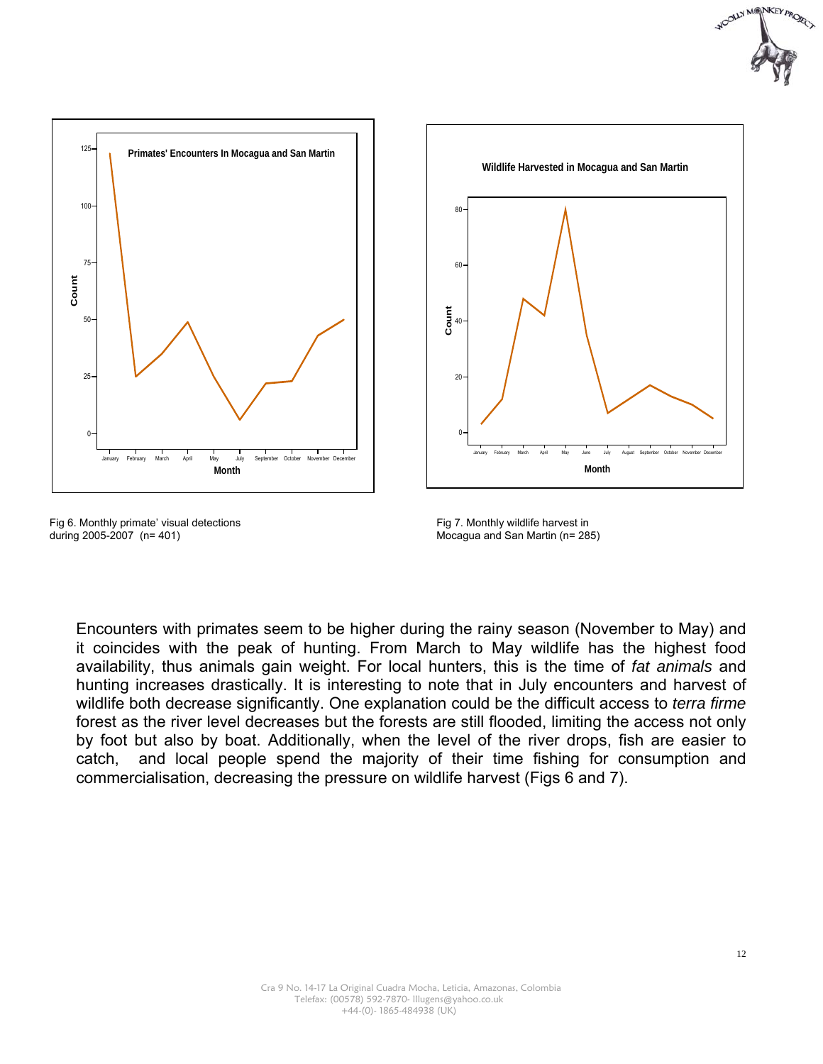Fig 6. Monthly primate' visual detections during 2005-2007 (n= 401)

Fig 7. Monthly wildlife harvest in Mocagua and San Martin (n= 285)

Encounters with primates seem to be higher during the rainy season (November to May) and it coincides with the peak of hunting. From March to May wildlife has the highest food availability, thus animals gain weight. For local hunters, this is the time of *fat animals* and hunting increases drastically. It is interesting to note that in July encounters and harvest of wildlife both decrease significantly. One explanation could be the difficult access to *terra firme* forest as the river level decreases but the forests are still flooded, limiting the access not only by foot but also by boat. Additionally, when the level of the river drops, fish are easier to catch, and local people spend the majority of their time fishing for consumption and commercialisation, decreasing the pressure on wildlife harvest (Figs 6 and 7).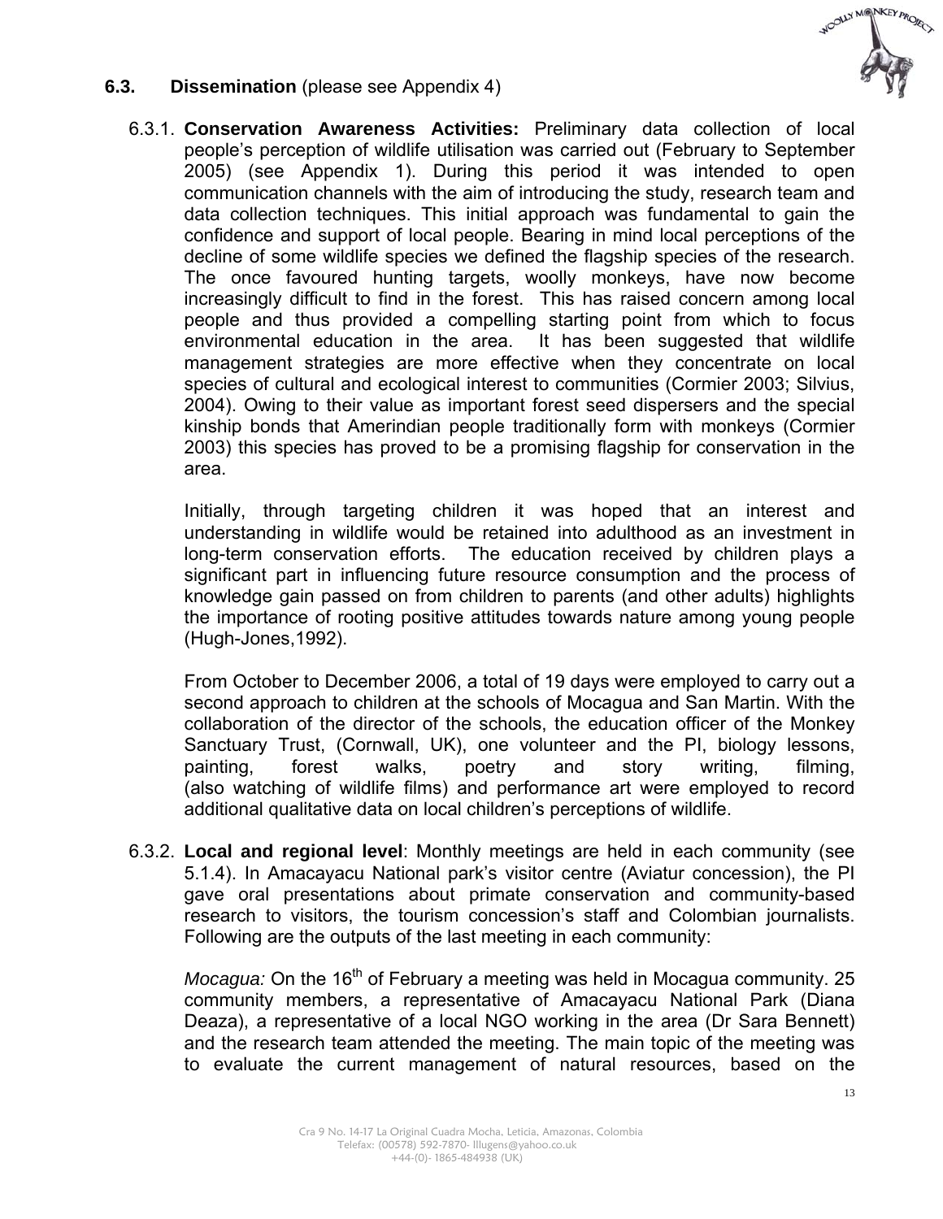### 6.3. **Dissemination** (please see Appendix 4)

6.3.1. **Conservation Awareness Activities:** Preliminary data collection of local people's perception of wildlife utilisation was carried out (February to September 2005) (see Appendix 1). During this period it was intended to open communication channels with the aim of introducing the study, research team and data collection techniques. This initial approach was fundamental to gain the confidence and support of local people. Bearing in mind local perceptions of the decline of some wildlife species we defined the flagship species of the research. The once favoured hunting targets, woolly monkeys, have now become increasingly difficult to find in the forest. This has raised concern among local people and thus provided a compelling starting point from which to focus environmental education in the area. It has been suggested that wildlife management strategies are more effective when they concentrate on local species of cultural and ecological interest to communities (Cormier 2003; Silvius, 2004). Owing to their value as important forest seed dispersers and the special kinship bonds that Amerindian people traditionally form with monkeys (Cormier 2003) this species has proved to be a promising flagship for conservation in the area.

Initially, through targeting children it was hoped that an interest and understanding in wildlife would be retained into adulthood as an investment in long-term conservation efforts. The education received by children plays a significant part in influencing future resource consumption and the process of knowledge gain passed on from children to parents (and other adults) highlights the importance of rooting positive attitudes towards nature among young people (Hugh-Jones,1992).

From October to December 2006, a total of 19 days were employed to carry out a second approach to children at the schools of Mocagua and San Martin. With the collaboration of the director of the schools, the education officer of the Monkey Sanctuary Trust, (Cornwall, UK), one volunteer and the PI, biology lessons, painting, forest walks, poetry and story writing, filming, (also watching of wildlife films) and performance art were employed to record additional qualitative data on local children's perceptions of wildlife.

6.3.2. **Local and regional level**: Monthly meetings are held in each community (see 5.1.4). In Amacayacu National park's visitor centre (Aviatur concession), the PI gave oral presentations about primate conservation and community-based research to visitors, the tourism concession's staff and Colombian journalists. Following are the outputs of the last meeting in each community:

*Mocagua:* On the 16th of February a meeting was held in Mocagua community. 25 community members, a representative of Amacayacu National Park (Diana Deaza), a representative of a local NGO working in the area (Dr Sara Bennett) and the research team attended the meeting. The main topic of the meeting was to evaluate the current management of natural resources, based on the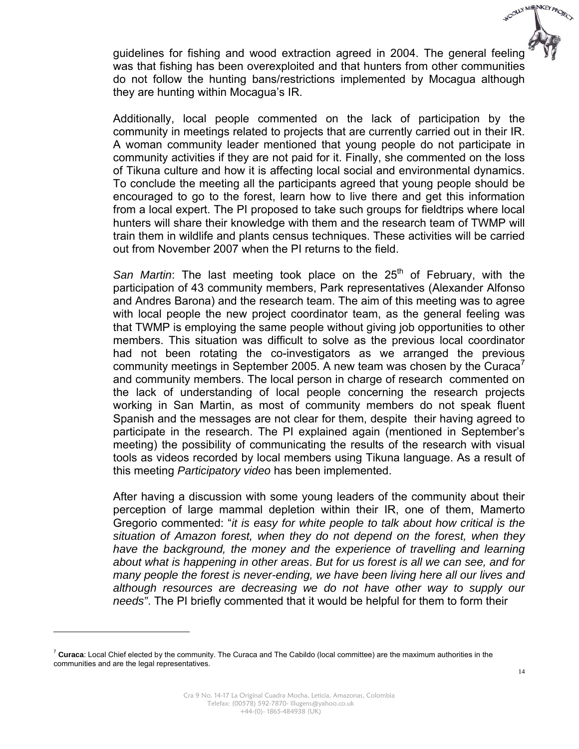guidelines for fishing and wood extraction agreed in 2004. The general feeling was that fishing has been overexploited and that hunters from other communities do not follow the hunting bans/restrictions implemented by Mocagua although they are hunting within Mocagua's IR.

Additionally, local people commented on the lack of participation by the community in meetings related to projects that are currently carried out in their IR. A woman community leader mentioned that young people do not participate in community activities if they are not paid for it. Finally, she commented on the loss of Tikuna culture and how it is affecting local social and environmental dynamics. To conclude the meeting all the participants agreed that young people should be encouraged to go to the forest, learn how to live there and get this information from a local expert. The PI proposed to take such groups for fieldtrips where local hunters will share their knowledge with them and the research team of TWMP will train them in wildlife and plants census techniques. These activities will be carried out from November 2007 when the PI returns to the field.

*San Martin*: The last meeting took place on the 25th of February, with the participation of 43 community members, Park representatives (Alexander Alfonso and Andres Barona) and the research team. The aim of this meeting was to agree with local people the new project coordinator team, as the general feeling was that TWMP is employing the same people without giving job opportunities to other members. This situation was difficult to solve as the previous local coordinator had not been rotating the co-investigators as we arranged the previous community meetings in September 2005. A new team was chosen by the Curaca[7] and community members. The local person in charge of research commented on the lack of understanding of local people concerning the research projects working in San Martin, as most of community members do not speak fluent Spanish and the messages are not clear for them, despite their having agreed to participate in the research. The PI explained again (mentioned in September's meeting) the possibility of communicating the results of the research with visual tools as videos recorded by local members using Tikuna language. As a result of this meeting *Participatory video* has been implemented.

After having a discussion with some young leaders of the community about their perception of large mammal depletion within their IR, one of them, Mamerto Gregorio commented: "*it is easy for white people to talk about how critical is the situation of Amazon forest, when they do not depend on the forest, when they have the background, the money and the experience of travelling and learning about what is happening in other areas*. *But for us forest is all we can see, and for many people the forest is never-ending, we have been living here all our lives and although resources are decreasing we do not have other way to supply our needs"*. The PI briefly commented that it would be helpful for them to form their

[7] **Curaca**: Local Chief elected by the community. The Curaca and The Cabildo (local committee) are the maximum authorities in the communities and are the legal representatives.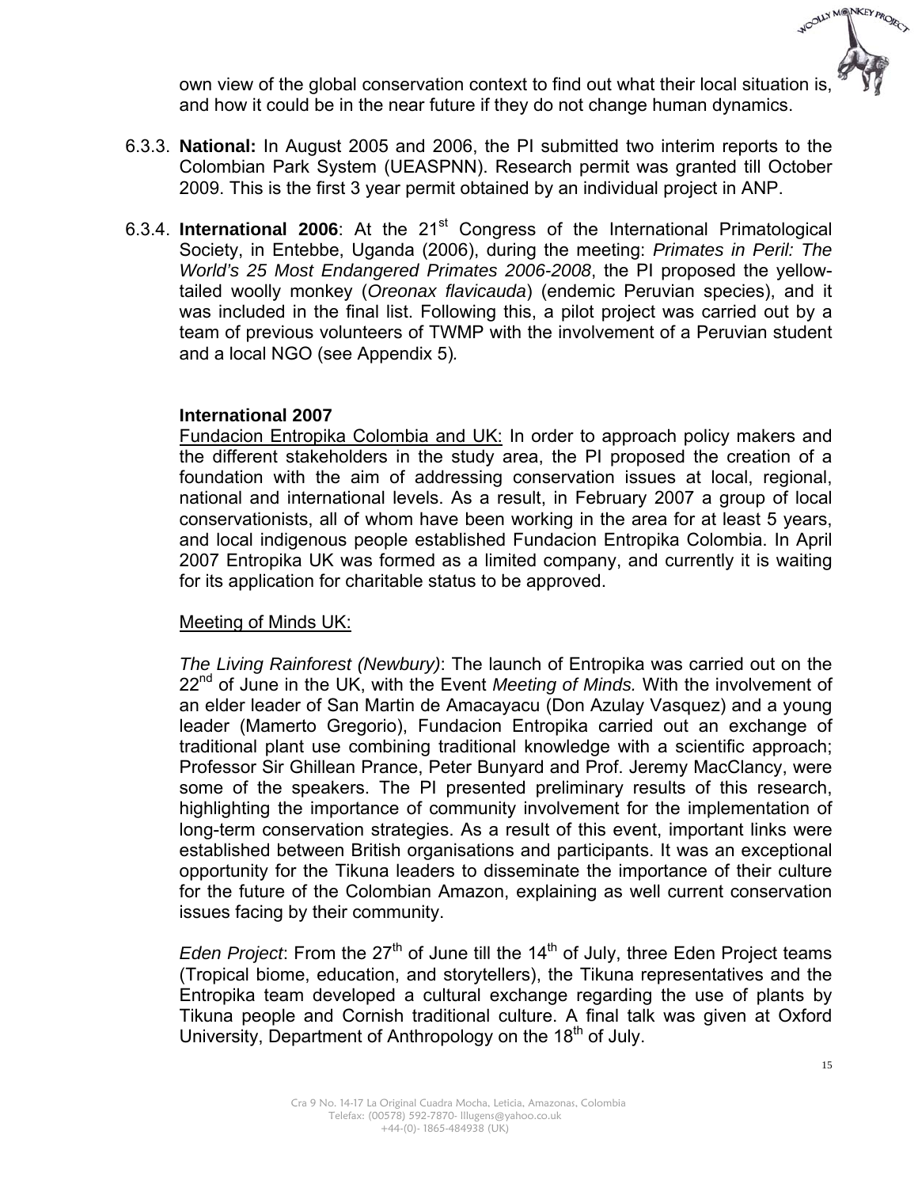own view of the global conservation context to find out what their local situation is, and how it could be in the near future if they do not change human dynamics.

6.3.3. **National:** In August 2005 and 2006, the PI submitted two interim reports to the Colombian Park System (UEASPNN). Research permit was granted till October 2009. This is the first 3 year permit obtained by an individual project in ANP.

6.3.4. **International 2006**: At the 21st Congress of the International Primatological Society, in Entebbe, Uganda (2006), during the meeting: *Primates in Peril: The World's 25 Most Endangered Primates 2006-2008*, the PI proposed the yellow-tailed woolly monkey (*Oreonax flavicauda*) (endemic Peruvian species), and it was included in the final list. Following this, a pilot project was carried out by a team of previous volunteers of TWMP with the involvement of a Peruvian student and a local NGO (see Appendix 5).

**International 2007**

Fundacion Entropika Colombia and UK: In order to approach policy makers and the different stakeholders in the study area, the PI proposed the creation of a foundation with the aim of addressing conservation issues at local, regional, national and international levels. As a result, in February 2007 a group of local conservationists, all of whom have been working in the area for at least 5 years, and local indigenous people established Fundacion Entropika Colombia. In April 2007 Entropika UK was formed as a limited company, and currently it is waiting for its application for charitable status to be approved.

Meeting of Minds UK:

*The Living Rainforest (Newbury)*: The launch of Entropika was carried out on the 22nd of June in the UK, with the Event *Meeting of Minds.* With the involvement of an elder leader of San Martin de Amacayacu (Don Azulay Vasquez) and a young leader (Mamerto Gregorio), Fundacion Entropika carried out an exchange of traditional plant use combining traditional knowledge with a scientific approach; Professor Sir Ghillean Prance, Peter Bunyard and Prof. Jeremy MacClancy, were some of the speakers. The PI presented preliminary results of this research, highlighting the importance of community involvement for the implementation of long-term conservation strategies. As a result of this event, important links were established between British organisations and participants. It was an exceptional opportunity for the Tikuna leaders to disseminate the importance of their culture for the future of the Colombian Amazon, explaining as well current conservation issues facing by their community.

*Eden Project*: From the 27th of June till the 14th of July, three Eden Project teams (Tropical biome, education, and storytellers), the Tikuna representatives and the Entropika team developed a cultural exchange regarding the use of plants by Tikuna people and Cornish traditional culture. A final talk was given at Oxford University, Department of Anthropology on the 18th of July.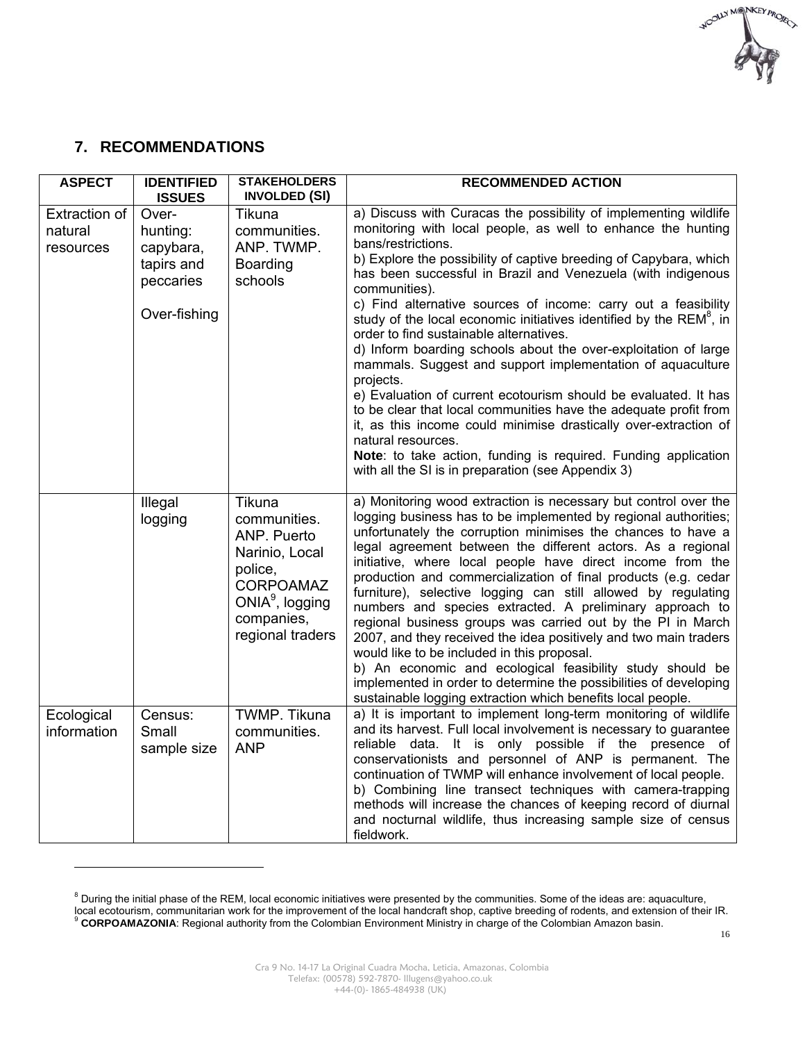## 7. RECOMMENDATIONS

| ASPECT | IDENTIFIED ISSUES | STAKEHOLDERS INVOLDED (SI) | RECOMMENDED ACTION |
|---|---|---|---|
| Extraction of natural resources | Over-hunting: capybara, tapirs and peccaries<br><br>Over-fishing | Tikuna communities. ANP. TWMP. Boarding schools | a) Discuss with Curacas the possibility of implementing wildlife monitoring with local people, as well to enhance the hunting bans/restrictions.<br>b) Explore the possibility of captive breeding of Capybara, which has been successful in Brazil and Venezuela (with indigenous communities).<br>c) Find alternative sources of income: carry out a feasibility study of the local economic initiatives identified by the REM[8], in order to find sustainable alternatives.<br>d) Inform boarding schools about the over-exploitation of large mammals. Suggest and support implementation of aquaculture projects.<br>e) Evaluation of current ecotourism should be evaluated. It has to be clear that local communities have the adequate profit from it, as this income could minimise drastically over-extraction of natural resources.<br>**Note**: to take action, funding is required. Funding application with all the SI is in preparation (see Appendix 3) |
| | Illegal logging | Tikuna communities. ANP. Puerto Narinio, Local police, CORPOAMAZONIA[9], logging companies, regional traders | a) Monitoring wood extraction is necessary but control over the logging business has to be implemented by regional authorities; unfortunately the corruption minimises the chances to have a legal agreement between the different actors. As a regional initiative, where local people have direct income from the production and commercialization of final products (e.g. cedar furniture), selective logging can still allowed by regulating numbers and species extracted. A preliminary approach to regional business groups was carried out by the PI in March 2007, and they received the idea positively and two main traders would like to be included in this proposal.<br>b) An economic and ecological feasibility study should be implemented in order to determine the possibilities of developing sustainable logging extraction which benefits local people. |
| Ecological information | Census: Small sample size | TWMP. Tikuna communities. ANP | a) It is important to implement long-term monitoring of wildlife and its harvest. Full local involvement is necessary to guarantee reliable data. It is only possible if the presence of conservationists and personnel of ANP is permanent. The continuation of TWMP will enhance involvement of local people.<br>b) Combining line transect techniques with camera-trapping methods will increase the chances of keeping record of diurnal and nocturnal wildlife, thus increasing sample size of census fieldwork. |

[8] During the initial phase of the REM, local economic initiatives were presented by the communities. Some of the ideas are: aquaculture, local ecotourism, communitarian work for the improvement of the local handcraft shop, captive breeding of rodents, and extension of their IR.

[9] **CORPOAMAZONIA**: Regional authority from the Colombian Environment Ministry in charge of the Colombian Amazon basin.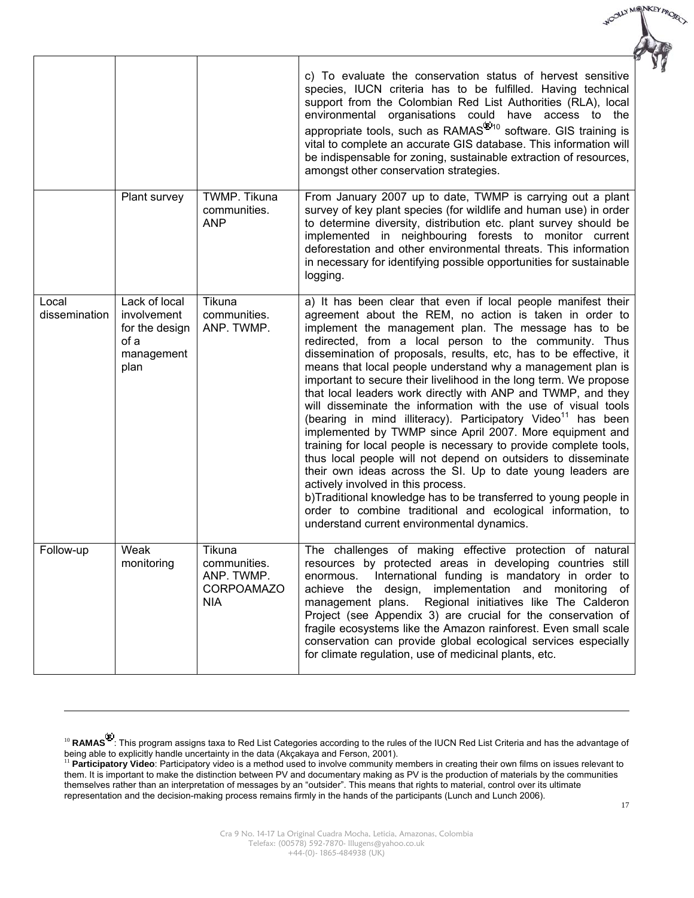| | | | |
|---|---|---|---|
| | | | c) To evaluate the conservation status of hervest sensitive species, IUCN criteria has to be fulfilled. Having technical support from the Colombian Red List Authorities (RLA), local environmental organisations could have access to the appropriate tools, such as RAMAS©[10] software. GIS training is vital to complete an accurate GIS database. This information will be indispensable for zoning, sustainable extraction of resources, amongst other conservation strategies. |
| | Plant survey | TWMP. Tikuna communities. ANP | From January 2007 up to date, TWMP is carrying out a plant survey of key plant species (for wildlife and human use) in order to determine diversity, distribution etc. plant survey should be implemented in neighbouring forests to monitor current deforestation and other environmental threats. This information in necessary for identifying possible opportunities for sustainable logging. |
| Local dissemination | Lack of local involvement for the design of a management plan | Tikuna communities. ANP. TWMP. | a) It has been clear that even if local people manifest their agreement about the REM, no action is taken in order to implement the management plan. The message has to be redirected, from a local person to the community. Thus dissemination of proposals, results, etc, has to be effective, it means that local people understand why a management plan is important to secure their livelihood in the long term. We propose that local leaders work directly with ANP and TWMP, and they will disseminate the information with the use of visual tools (bearing in mind illiteracy). Participatory Video[11] has been implemented by TWMP since April 2007. More equipment and training for local people is necessary to provide complete tools, thus local people will not depend on outsiders to disseminate their own ideas across the SI. Up to date young leaders are actively involved in this process.<br>b)Traditional knowledge has to be transferred to young people in order to combine traditional and ecological information, to understand current environmental dynamics. |
| Follow-up | Weak monitoring | Tikuna communities. ANP. TWMP. CORPOAMAZONIA | The challenges of making effective protection of natural resources by protected areas in developing countries still enormous. International funding is mandatory in order to achieve the design, implementation and monitoring of management plans. Regional initiatives like The Calderon Project (see Appendix 3) are crucial for the conservation of fragile ecosystems like the Amazon rainforest. Even small scale conservation can provide global ecological services especially for climate regulation, use of medicinal plants, etc. |

[10] **RAMAS©**: This program assigns taxa to Red List Categories according to the rules of the IUCN Red List Criteria and has the advantage of being able to explicitly handle uncertainty in the data (Akçakaya and Ferson, 2001).

[11] **Participatory Video**: Participatory video is a method used to involve community members in creating their own films on issues relevant to them. It is important to make the distinction between PV and documentary making as PV is the production of materials by the communities themselves rather than an interpretation of messages by an "outsider". This means that rights to material, control over its ultimate representation and the decision-making process remains firmly in the hands of the participants (Lunch and Lunch 2006).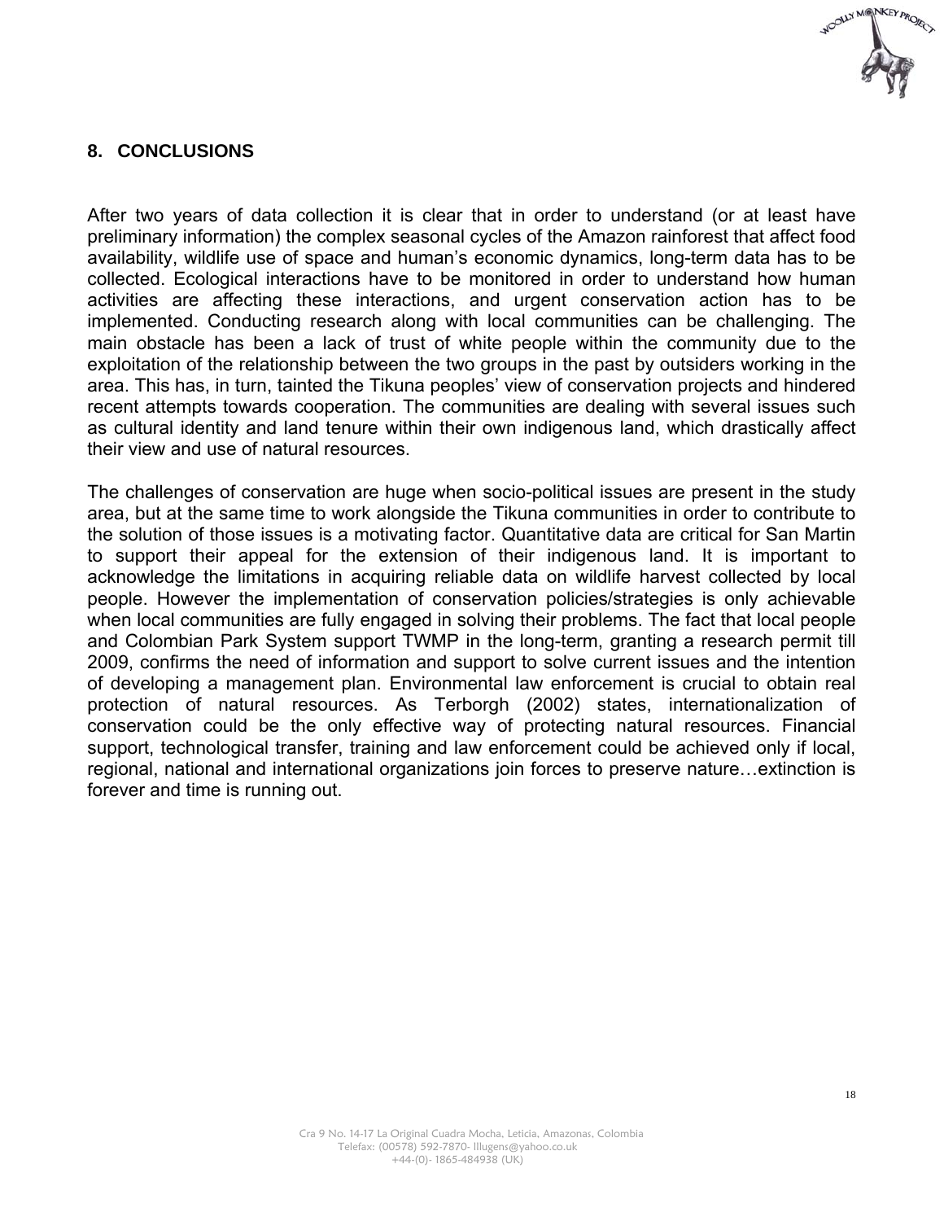## 8. CONCLUSIONS

After two years of data collection it is clear that in order to understand (or at least have preliminary information) the complex seasonal cycles of the Amazon rainforest that affect food availability, wildlife use of space and human's economic dynamics, long-term data has to be collected. Ecological interactions have to be monitored in order to understand how human activities are affecting these interactions, and urgent conservation action has to be implemented. Conducting research along with local communities can be challenging. The main obstacle has been a lack of trust of white people within the community due to the exploitation of the relationship between the two groups in the past by outsiders working in the area. This has, in turn, tainted the Tikuna peoples' view of conservation projects and hindered recent attempts towards cooperation. The communities are dealing with several issues such as cultural identity and land tenure within their own indigenous land, which drastically affect their view and use of natural resources.

The challenges of conservation are huge when socio-political issues are present in the study area, but at the same time to work alongside the Tikuna communities in order to contribute to the solution of those issues is a motivating factor. Quantitative data are critical for San Martin to support their appeal for the extension of their indigenous land. It is important to acknowledge the limitations in acquiring reliable data on wildlife harvest collected by local people. However the implementation of conservation policies/strategies is only achievable when local communities are fully engaged in solving their problems. The fact that local people and Colombian Park System support TWMP in the long-term, granting a research permit till 2009, confirms the need of information and support to solve current issues and the intention of developing a management plan. Environmental law enforcement is crucial to obtain real protection of natural resources. As Terborgh (2002) states, internationalization of conservation could be the only effective way of protecting natural resources. Financial support, technological transfer, training and law enforcement could be achieved only if local, regional, national and international organizations join forces to preserve nature…extinction is forever and time is running out.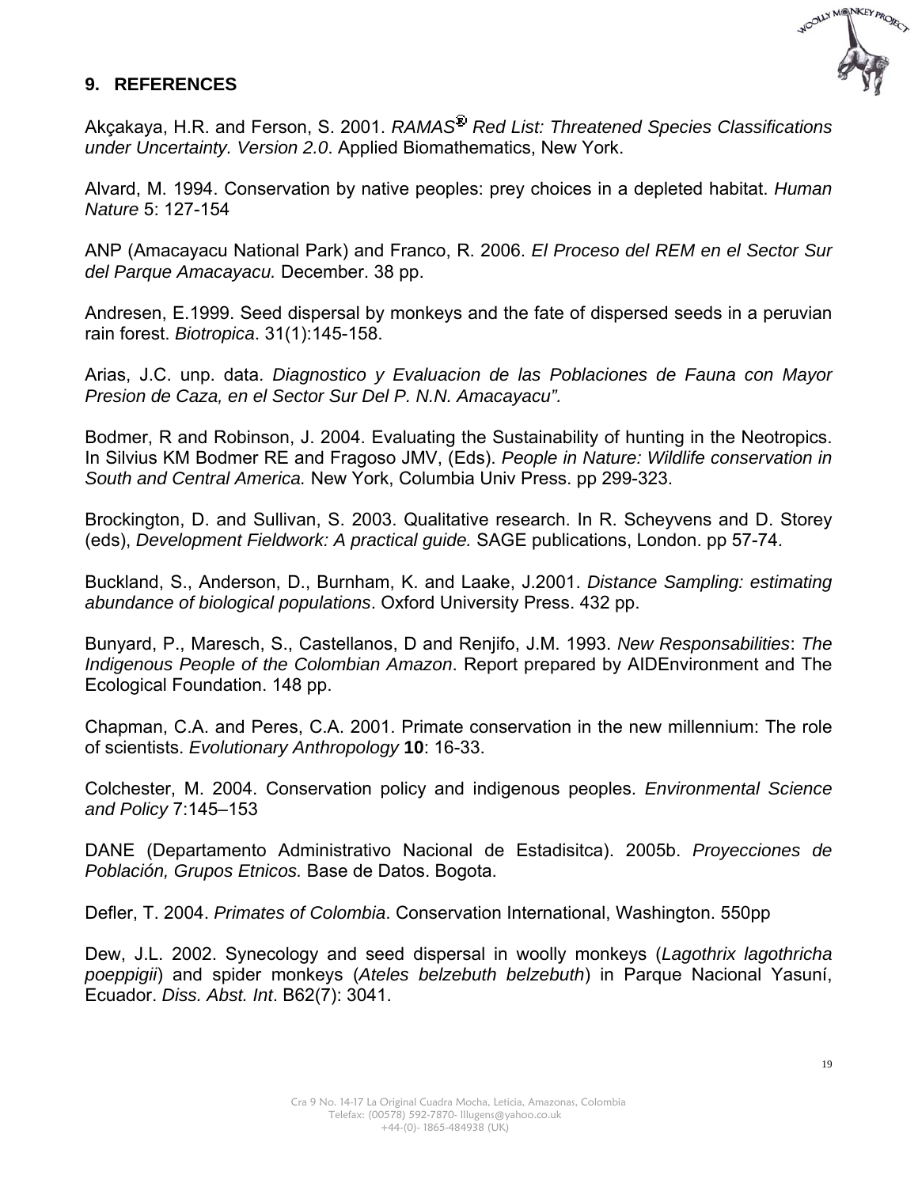## 9. REFERENCES

Akçakaya, H.R. and Ferson, S. 2001. *RAMAS® Red List: Threatened Species Classifications under Uncertainty. Version 2.0*. Applied Biomathematics, New York.

Alvard, M. 1994. Conservation by native peoples: prey choices in a depleted habitat. *Human Nature* 5: 127-154

ANP (Amacayacu National Park) and Franco, R. 2006. *El Proceso del REM en el Sector Sur del Parque Amacayacu.* December. 38 pp.

Andresen, E.1999. Seed dispersal by monkeys and the fate of dispersed seeds in a peruvian rain forest. *Biotropica*. 31(1):145-158.

Arias, J.C. unp. data. *Diagnostico y Evaluacion de las Poblaciones de Fauna con Mayor Presion de Caza, en el Sector Sur Del P. N.N. Amacayacu".*

Bodmer, R and Robinson, J. 2004. Evaluating the Sustainability of hunting in the Neotropics. In Silvius KM Bodmer RE and Fragoso JMV, (Eds). *People in Nature: Wildlife conservation in South and Central America.* New York, Columbia Univ Press. pp 299-323.

Brockington, D. and Sullivan, S. 2003. Qualitative research. In R. Scheyvens and D. Storey (eds), *Development Fieldwork: A practical guide.* SAGE publications, London. pp 57-74.

Buckland, S., Anderson, D., Burnham, K. and Laake, J.2001. *Distance Sampling: estimating abundance of biological populations*. Oxford University Press. 432 pp.

Bunyard, P., Maresch, S., Castellanos, D and Renjifo, J.M. 1993. *New Responsabilities*: *The Indigenous People of the Colombian Amazon*. Report prepared by AIDEnvironment and The Ecological Foundation. 148 pp.

Chapman, C.A. and Peres, C.A. 2001. Primate conservation in the new millennium: The role of scientists. *Evolutionary Anthropology* **10**: 16-33.

Colchester, M. 2004. Conservation policy and indigenous peoples. *Environmental Science and Policy* 7:145–153

DANE (Departamento Administrativo Nacional de Estadisitca). 2005b. *Proyecciones de Población, Grupos Etnicos.* Base de Datos. Bogota.

Defler, T. 2004. *Primates of Colombia*. Conservation International, Washington. 550pp

Dew, J.L. 2002. Synecology and seed dispersal in woolly monkeys (*Lagothrix lagothricha poeppigii*) and spider monkeys (*Ateles belzebuth belzebuth*) in Parque Nacional Yasuní, Ecuador. *Diss. Abst. Int*. B62(7): 3041.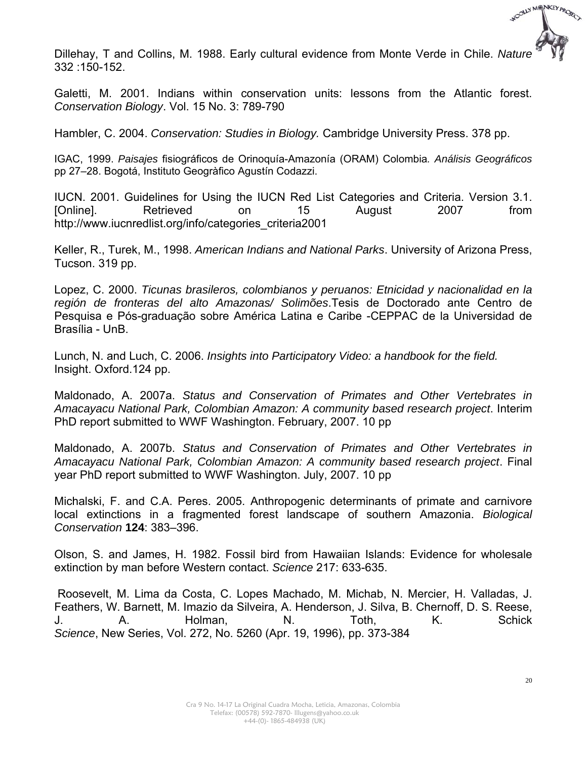Dillehay, T and Collins, M. 1988. Early cultural evidence from Monte Verde in Chile. *Nature* 332 :150-152.

Galetti, M. 2001. Indians within conservation units: lessons from the Atlantic forest. *Conservation Biology*. Vol. 15 No. 3: 789-790

Hambler, C. 2004. *Conservation: Studies in Biology.* Cambridge University Press. 378 pp.

IGAC, 1999. *Paisajes* fisiográficos de Orinoquía-Amazonía (ORAM) Colombia*. Análisis Geográficos* pp 27–28. Bogotá, Instituto Geogràfico Agustín Codazzi.

IUCN. 2001. Guidelines for Using the IUCN Red List Categories and Criteria. Version 3.1. [Online]. Retrieved on 15 August 2007 from http://www.iucnredlist.org/info/categories_criteria2001

Keller, R., Turek, M., 1998. *American Indians and National Parks*. University of Arizona Press, Tucson. 319 pp.

Lopez, C. 2000. *Ticunas brasileros, colombianos y peruanos: Etnicidad y nacionalidad en la región de fronteras del alto Amazonas/ Solimões*.Tesis de Doctorado ante Centro de Pesquisa e Pós-graduação sobre América Latina e Caribe -CEPPAC de la Universidad de Brasília - UnB.

Lunch, N. and Luch, C. 2006. *Insights into Participatory Video: a handbook for the field.* Insight. Oxford.124 pp.

Maldonado, A. 2007a. *Status and Conservation of Primates and Other Vertebrates in Amacayacu National Park, Colombian Amazon: A community based research project*. Interim PhD report submitted to WWF Washington. February, 2007. 10 pp

Maldonado, A. 2007b. *Status and Conservation of Primates and Other Vertebrates in Amacayacu National Park, Colombian Amazon: A community based research project*. Final year PhD report submitted to WWF Washington. July, 2007. 10 pp

Michalski, F. and C.A. Peres. 2005. Anthropogenic determinants of primate and carnivore local extinctions in a fragmented forest landscape of southern Amazonia. *Biological Conservation* **124**: 383–396.

Olson, S. and James, H. 1982. Fossil bird from Hawaiian Islands: Evidence for wholesale extinction by man before Western contact. *Science* 217: 633-635.

Roosevelt, M. Lima da Costa, C. Lopes Machado, M. Michab, N. Mercier, H. Valladas, J. Feathers, W. Barnett, M. Imazio da Silveira, A. Henderson, J. Silva, B. Chernoff, D. S. Reese, J. A. Holman, N. Toth, K. Schick *Science*, New Series, Vol. 272, No. 5260 (Apr. 19, 1996), pp. 373-384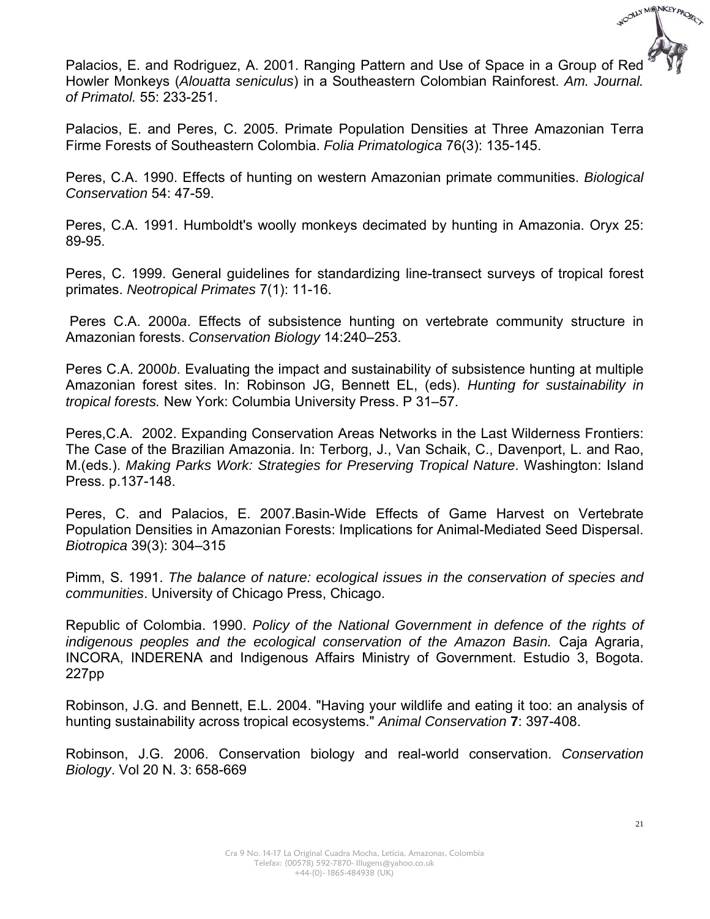Palacios, E. and Rodriguez, A. 2001. Ranging Pattern and Use of Space in a Group of Red Howler Monkeys (*Alouatta seniculus*) in a Southeastern Colombian Rainforest. *Am. Journal. of Primatol.* 55: 233-251.

Palacios, E. and Peres, C. 2005. Primate Population Densities at Three Amazonian Terra Firme Forests of Southeastern Colombia. *Folia Primatologica* 76(3): 135-145.

Peres, C.A. 1990. Effects of hunting on western Amazonian primate communities. *Biological Conservation* 54: 47-59.

Peres, C.A. 1991. Humboldt's woolly monkeys decimated by hunting in Amazonia. Oryx 25: 89-95.

Peres, C. 1999. General guidelines for standardizing line-transect surveys of tropical forest primates. *Neotropical Primates* 7(1): 11-16.

Peres C.A. 2000*a*. Effects of subsistence hunting on vertebrate community structure in Amazonian forests. *Conservation Biology* 14:240–253.

Peres C.A. 2000*b*. Evaluating the impact and sustainability of subsistence hunting at multiple Amazonian forest sites. In: Robinson JG, Bennett EL, (eds). *Hunting for sustainability in tropical forests.* New York: Columbia University Press. P 31–57.

Peres,C.A. 2002. Expanding Conservation Areas Networks in the Last Wilderness Frontiers: The Case of the Brazilian Amazonia. In: Terborg, J., Van Schaik, C., Davenport, L. and Rao, M.(eds.). *Making Parks Work: Strategies for Preserving Tropical Nature*. Washington: Island Press. p.137-148.

Peres, C. and Palacios, E. 2007.Basin-Wide Effects of Game Harvest on Vertebrate Population Densities in Amazonian Forests: Implications for Animal-Mediated Seed Dispersal. *Biotropica* 39(3): 304–315

Pimm, S. 1991. *The balance of nature: ecological issues in the conservation of species and communities*. University of Chicago Press, Chicago.

Republic of Colombia. 1990. *Policy of the National Government in defence of the rights of indigenous peoples and the ecological conservation of the Amazon Basin.* Caja Agraria, INCORA, INDERENA and Indigenous Affairs Ministry of Government. Estudio 3, Bogota. 227pp

Robinson, J.G. and Bennett, E.L. 2004. "Having your wildlife and eating it too: an analysis of hunting sustainability across tropical ecosystems." *Animal Conservation* **7**: 397-408.

Robinson, J.G. 2006. Conservation biology and real-world conservation. *Conservation Biology*. Vol 20 N. 3: 658-669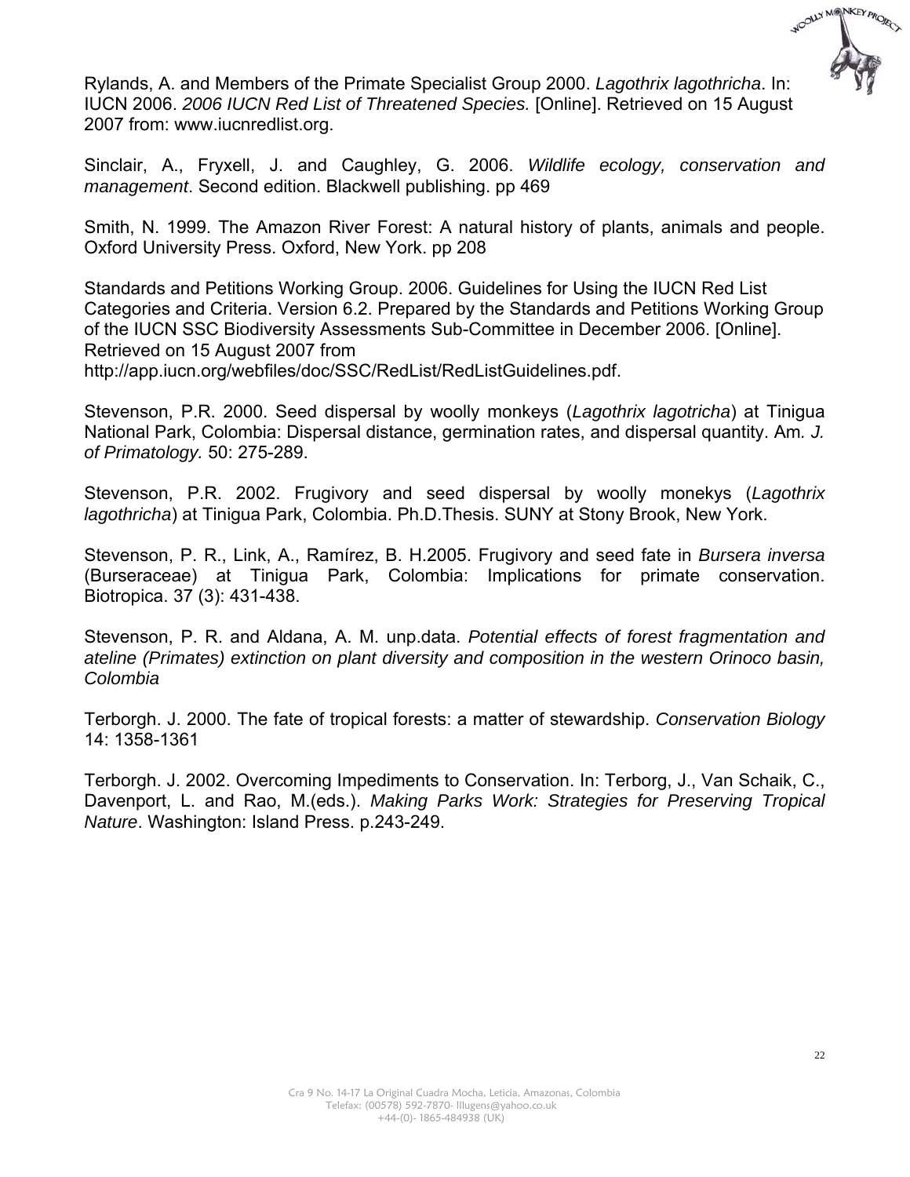Rylands, A. and Members of the Primate Specialist Group 2000. *Lagothrix lagothricha*. In: IUCN 2006. *2006 IUCN Red List of Threatened Species.* [Online]. Retrieved on 15 August 2007 from: www.iucnredlist.org.

Sinclair, A., Fryxell, J. and Caughley, G. 2006. *Wildlife ecology, conservation and management*. Second edition. Blackwell publishing. pp 469

Smith, N. 1999. The Amazon River Forest: A natural history of plants, animals and people. Oxford University Press. Oxford, New York. pp 208

Standards and Petitions Working Group. 2006. Guidelines for Using the IUCN Red List Categories and Criteria. Version 6.2. Prepared by the Standards and Petitions Working Group of the IUCN SSC Biodiversity Assessments Sub-Committee in December 2006. [Online]. Retrieved on 15 August 2007 from http://app.iucn.org/webfiles/doc/SSC/RedList/RedListGuidelines.pdf.

Stevenson, P.R. 2000. Seed dispersal by woolly monkeys (*Lagothrix lagotricha*) at Tinigua National Park, Colombia: Dispersal distance, germination rates, and dispersal quantity. Am*. J. of Primatology.* 50: 275-289.

Stevenson, P.R. 2002. Frugivory and seed dispersal by woolly monekys (*Lagothrix lagothricha*) at Tinigua Park, Colombia. Ph.D.Thesis. SUNY at Stony Brook, New York.

Stevenson, P. R., Link, A., Ramírez, B. H.2005. Frugivory and seed fate in *Bursera inversa* (Burseraceae) at Tinigua Park, Colombia: Implications for primate conservation. Biotropica. 37 (3): 431-438.

Stevenson, P. R. and Aldana, A. M. unp.data. *Potential effects of forest fragmentation and ateline (Primates) extinction on plant diversity and composition in the western Orinoco basin, Colombia*

Terborgh. J. 2000. The fate of tropical forests: a matter of stewardship. *Conservation Biology* 14: 1358-1361

Terborgh. J. 2002. Overcoming Impediments to Conservation. In: Terborg, J., Van Schaik, C., Davenport, L. and Rao, M.(eds.). *Making Parks Work: Strategies for Preserving Tropical Nature*. Washington: Island Press. p.243-249.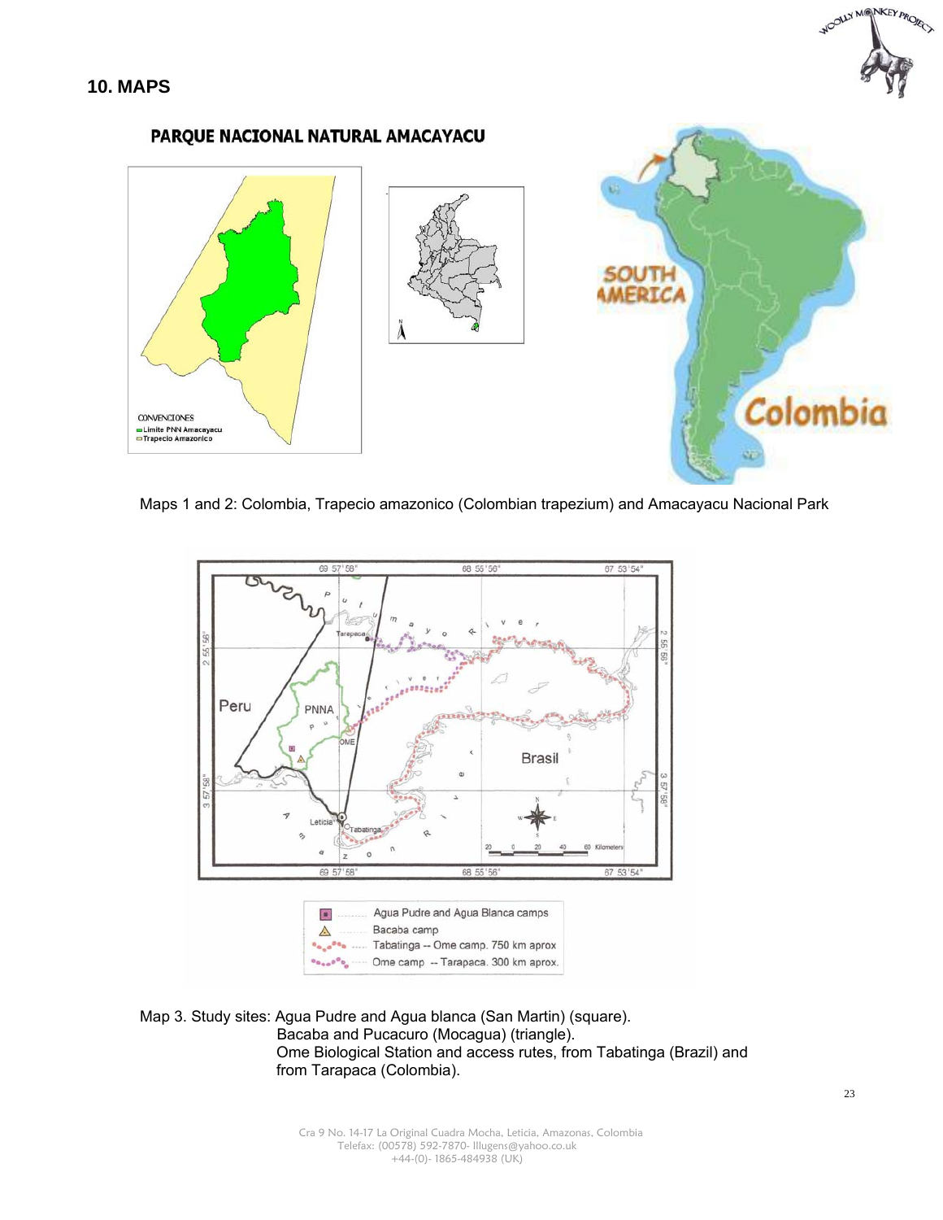## 10. MAPS

Maps 1 and 2: Colombia, Trapecio amazonico (Colombian trapezium) and Amacayacu Nacional Park

Map 3. Study sites: Agua Pudre and Agua blanca (San Martin) (square).
Bacaba and Pucacuro (Mocagua) (triangle).
Ome Biological Station and access rutes, from Tabatinga (Brazil) and from Tarapaca (Colombia).

Cra 9 No. 14-17 La Original Cuadra Mocha, Leticia, Amazonas, Colombia
Telefax: (00578) 592-7870- lllugens@yahoo.co.uk
+44-(0)- 1865-484938 (UK)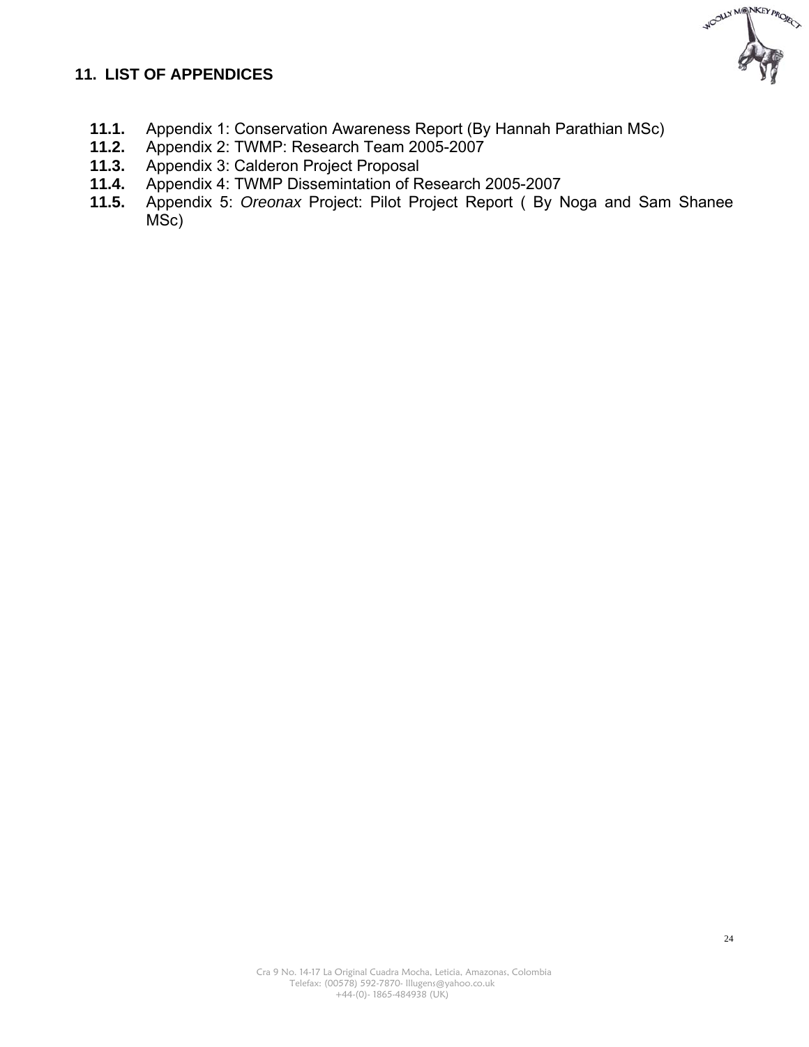## 11. LIST OF APPENDICES

**11.1.** Appendix 1: Conservation Awareness Report (By Hannah Parathian MSc)
**11.2.** Appendix 2: TWMP: Research Team 2005-2007
**11.3.** Appendix 3: Calderon Project Proposal
**11.4.** Appendix 4: TWMP Dissemintation of Research 2005-2007
**11.5.** Appendix 5: *Oreonax* Project: Pilot Project Report ( By Noga and Sam Shanee MSc)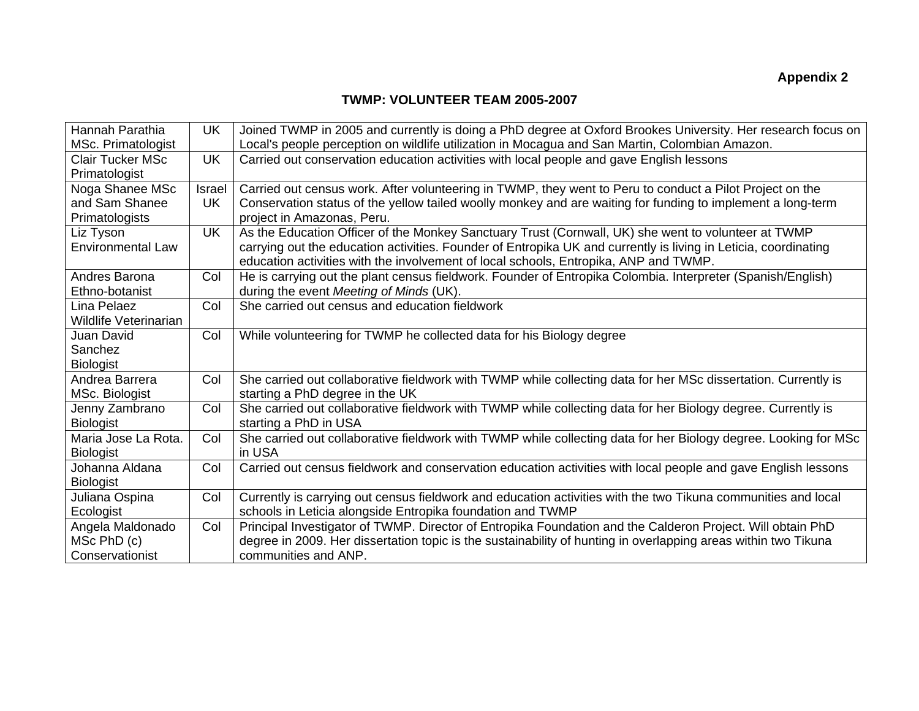**Appendix 2**

## TWMP: VOLUNTEER TEAM 2005-2007

| Name | Country | Description |
|---|---|---|
| Hannah Parathia MSc. Primatologist | UK | Joined TWMP in 2005 and currently is doing a PhD degree at Oxford Brookes University. Her research focus on Local's people perception on wildlife utilization in Mocagua and San Martin, Colombian Amazon. |
| Clair Tucker MSc Primatologist | UK | Carried out conservation education activities with local people and gave English lessons |
| Noga Shanee MSc and Sam Shanee Primatologists | Israel UK | Carried out census work. After volunteering in TWMP, they went to Peru to conduct a Pilot Project on the Conservation status of the yellow tailed woolly monkey and are waiting for funding to implement a long-term project in Amazonas, Peru. |
| Liz Tyson Environmental Law | UK | As the Education Officer of the Monkey Sanctuary Trust (Cornwall, UK) she went to volunteer at TWMP carrying out the education activities. Founder of Entropika UK and currently is living in Leticia, coordinating education activities with the involvement of local schools, Entropika, ANP and TWMP. |
| Andres Barona Ethno-botanist | Col | He is carrying out the plant census fieldwork. Founder of Entropika Colombia. Interpreter (Spanish/English) during the event *Meeting of Minds* (UK). |
| Lina Pelaez Wildlife Veterinarian | Col | She carried out census and education fieldwork |
| Juan David Sanchez Biologist | Col | While volunteering for TWMP he collected data for his Biology degree |
| Andrea Barrera MSc. Biologist | Col | She carried out collaborative fieldwork with TWMP while collecting data for her MSc dissertation. Currently is starting a PhD degree in the UK |
| Jenny Zambrano Biologist | Col | She carried out collaborative fieldwork with TWMP while collecting data for her Biology degree. Currently is starting a PhD in USA |
| Maria Jose La Rota. Biologist | Col | She carried out collaborative fieldwork with TWMP while collecting data for her Biology degree. Looking for MSc in USA |
| Johanna Aldana Biologist | Col | Carried out census fieldwork and conservation education activities with local people and gave English lessons |
| Juliana Ospina Ecologist | Col | Currently is carrying out census fieldwork and education activities with the two Tikuna communities and local schools in Leticia alongside Entropika foundation and TWMP |
| Angela Maldonado MSc PhD (c) Conservationist | Col | Principal Investigator of TWMP. Director of Entropika Foundation and the Calderon Project. Will obtain PhD degree in 2009. Her dissertation topic is the sustainability of hunting in overlapping areas within two Tikuna communities and ANP. |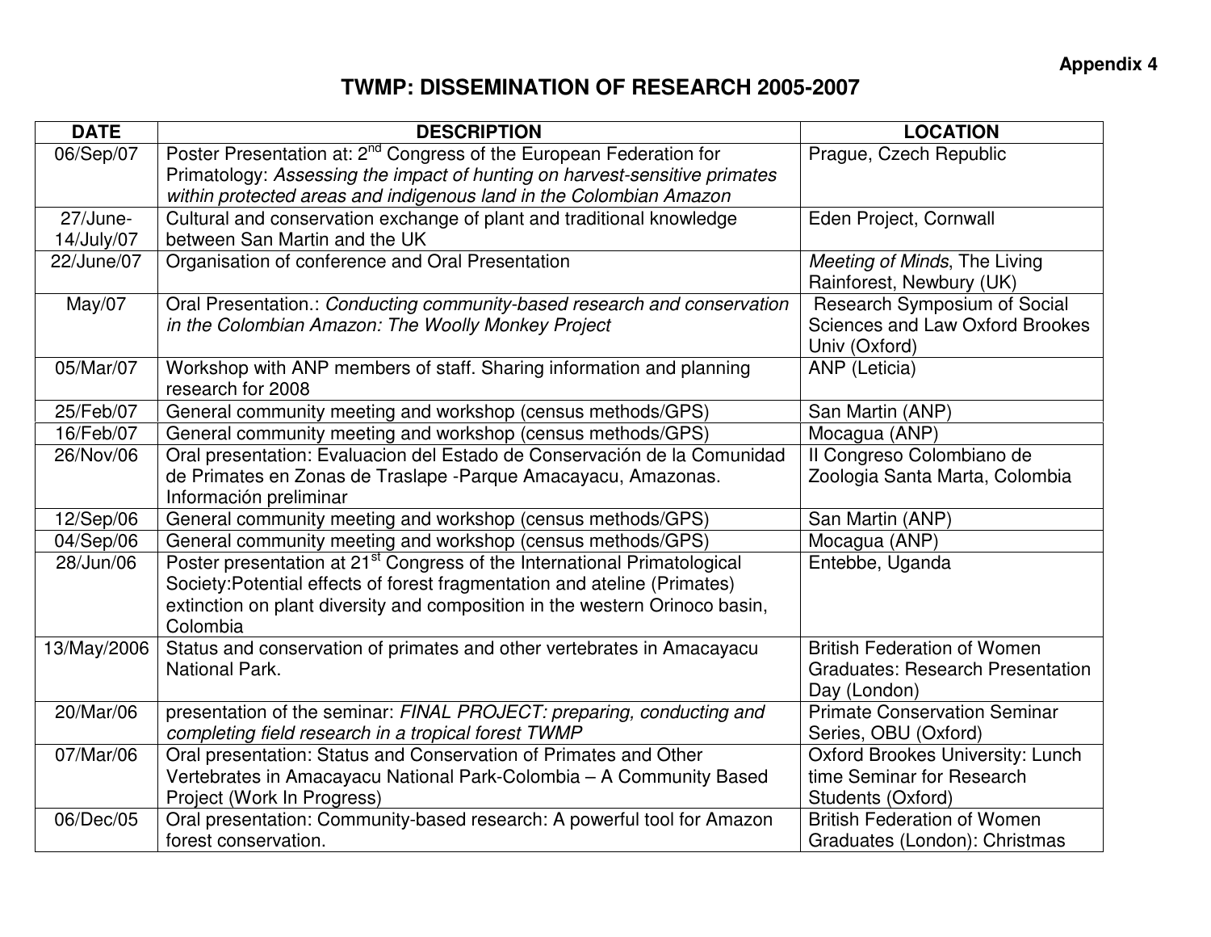**Appendix 4**

# TWMP: DISSEMINATION OF RESEARCH 2005-2007

| DATE | DESCRIPTION | LOCATION |
|---|---|---|
| 06/Sep/07 | Poster Presentation at: 2nd Congress of the European Federation for Primatology: *Assessing the impact of hunting on harvest-sensitive primates within protected areas and indigenous land in the Colombian Amazon* | Prague, Czech Republic |
| 27/June-14/July/07 | Cultural and conservation exchange of plant and traditional knowledge between San Martin and the UK | Eden Project, Cornwall |
| 22/June/07 | Organisation of conference and Oral Presentation | *Meeting of Minds*, The Living Rainforest, Newbury (UK) |
| May/07 | Oral Presentation.: *Conducting community-based research and conservation in the Colombian Amazon: The Woolly Monkey Project* | Research Symposium of Social Sciences and Law Oxford Brookes Univ (Oxford) |
| 05/Mar/07 | Workshop with ANP members of staff. Sharing information and planning research for 2008 | ANP (Leticia) |
| 25/Feb/07 | General community meeting and workshop (census methods/GPS) | San Martin (ANP) |
| 16/Feb/07 | General community meeting and workshop (census methods/GPS) | Mocagua (ANP) |
| 26/Nov/06 | Oral presentation: Evaluacion del Estado de Conservación de la Comunidad de Primates en Zonas de Traslape -Parque Amacayacu, Amazonas. Información preliminar | II Congreso Colombiano de Zoologia Santa Marta, Colombia |
| 12/Sep/06 | General community meeting and workshop (census methods/GPS) | San Martin (ANP) |
| 04/Sep/06 | General community meeting and workshop (census methods/GPS) | Mocagua (ANP) |
| 28/Jun/06 | Poster presentation at 21st Congress of the International Primatological Society:Potential effects of forest fragmentation and ateline (Primates) extinction on plant diversity and composition in the western Orinoco basin, Colombia | Entebbe, Uganda |
| 13/May/2006 | Status and conservation of primates and other vertebrates in Amacayacu National Park. | British Federation of Women Graduates: Research Presentation Day (London) |
| 20/Mar/06 | presentation of the seminar: *FINAL PROJECT: preparing, conducting and completing field research in a tropical forest TWMP* | Primate Conservation Seminar Series, OBU (Oxford) |
| 07/Mar/06 | Oral presentation: Status and Conservation of Primates and Other Vertebrates in Amacayacu National Park-Colombia – A Community Based Project (Work In Progress) | Oxford Brookes University: Lunch time Seminar for Research Students (Oxford) |
| 06/Dec/05 | Oral presentation: Community-based research: A powerful tool for Amazon forest conservation. | British Federation of Women Graduates (London): Christmas |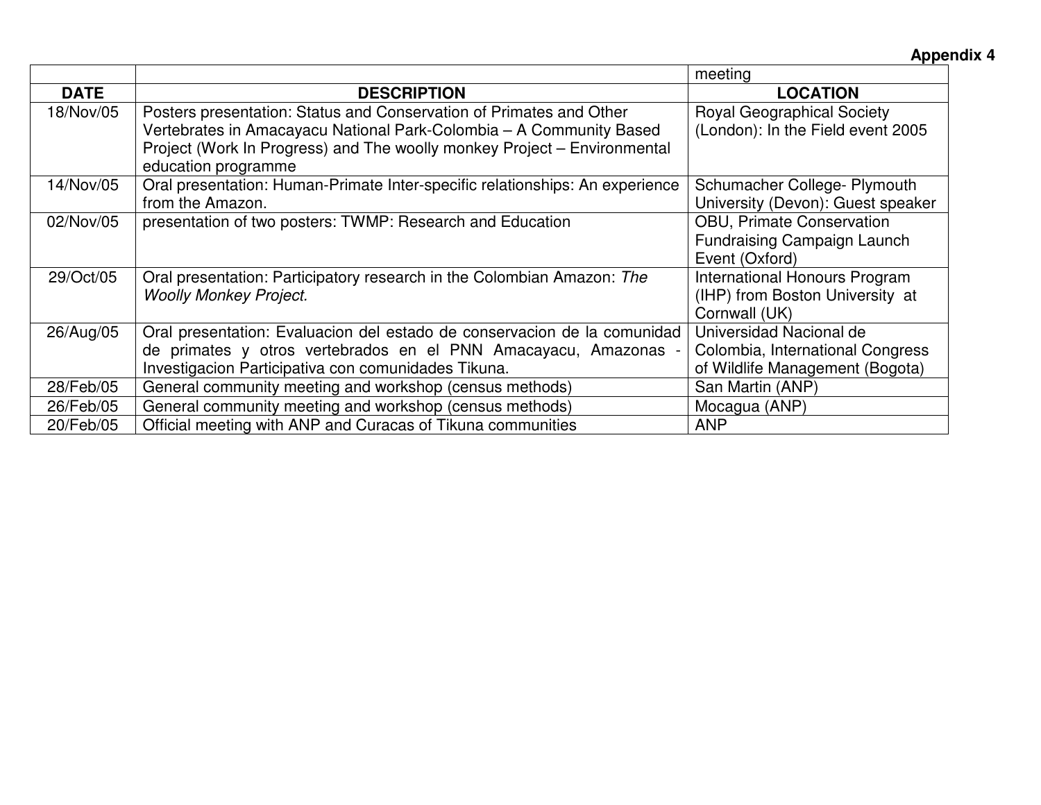**Appendix 4**

| | | |
|---|---|---|
| | | meeting |
| **DATE** | **DESCRIPTION** | **LOCATION** |
| 18/Nov/05 | Posters presentation: Status and Conservation of Primates and Other Vertebrates in Amacayacu National Park-Colombia – A Community Based Project (Work In Progress) and The woolly monkey Project – Environmental education programme | Royal Geographical Society (London): In the Field event 2005 |
| 14/Nov/05 | Oral presentation: Human-Primate Inter-specific relationships: An experience from the Amazon. | Schumacher College- Plymouth University (Devon): Guest speaker |
| 02/Nov/05 | presentation of two posters: TWMP: Research and Education | OBU, Primate Conservation Fundraising Campaign Launch Event (Oxford) |
| 29/Oct/05 | Oral presentation: Participatory research in the Colombian Amazon: *The Woolly Monkey Project.* | International Honours Program (IHP) from Boston University at Cornwall (UK) |
| 26/Aug/05 | Oral presentation: Evaluacion del estado de conservacion de la comunidad de primates y otros vertebrados en el PNN Amacayacu, Amazonas - Investigacion Participativa con comunidades Tikuna. | Universidad Nacional de Colombia, International Congress of Wildlife Management (Bogota) |
| 28/Feb/05 | General community meeting and workshop (census methods) | San Martin (ANP) |
| 26/Feb/05 | General community meeting and workshop (census methods) | Mocagua (ANP) |
| 20/Feb/05 | Official meeting with ANP and Curacas of Tikuna communities | ANP |